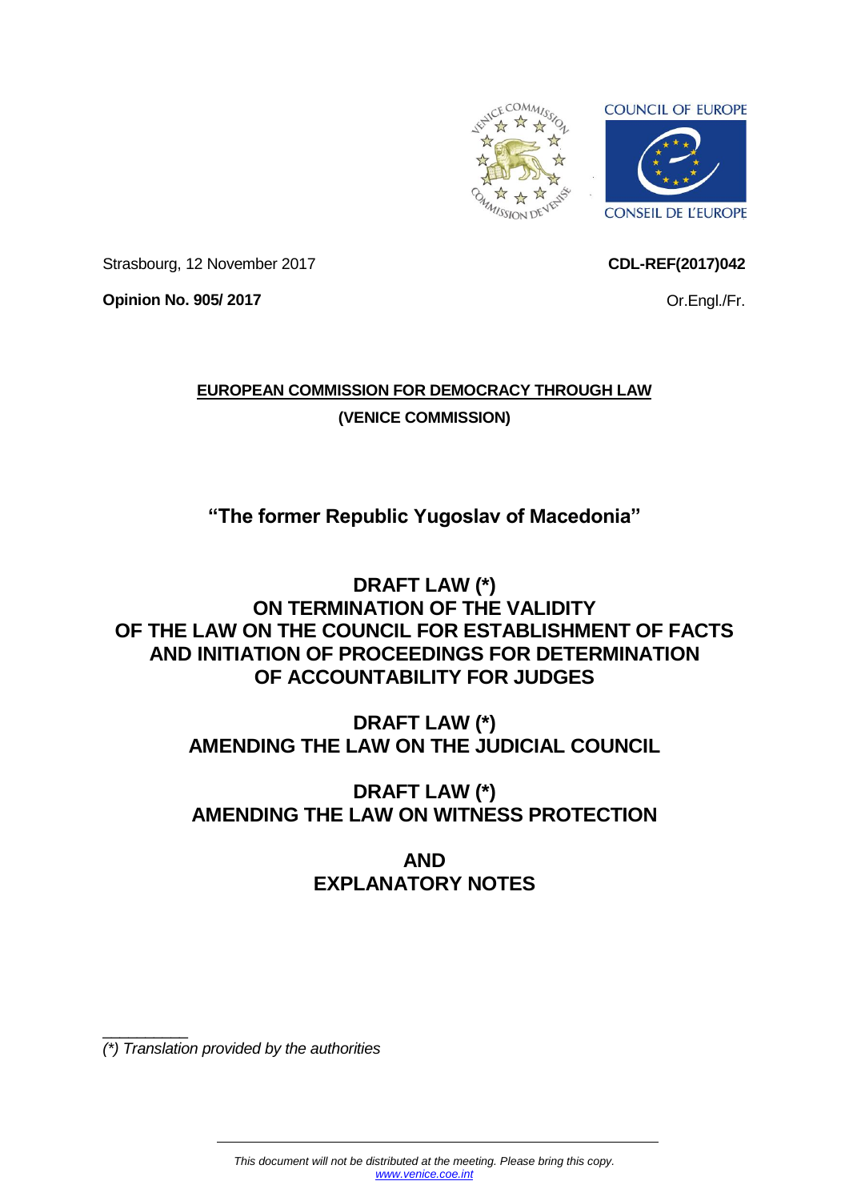Strasbourg, 12 November 2017

**CDL-REF(2017)042**

**Opinion No. 905/ 2017**

Or.Engl./Fr.

**EUROPEAN COMMISSION FOR DEMOCRACY THROUGH LAW**

**(VENICE COMMISSION)**

## "The former Republic Yugoslav of Macedonia"

# DRAFT LAW (*) ON TERMINATION OF THE VALIDITY OF THE LAW ON THE COUNCIL FOR ESTABLISHMENT OF FACTS AND INITIATION OF PROCEEDINGS FOR DETERMINATION OF ACCOUNTABILITY FOR JUDGES

# DRAFT LAW (*) AMENDING THE LAW ON THE JUDICIAL COUNCIL

# DRAFT LAW (*) AMENDING THE LAW ON WITNESS PROTECTION

# AND EXPLANATORY NOTES

*(*) Translation provided by the authorities*

*This document will not be distributed at the meeting. Please bring this copy.*
*www.venice.coe.int*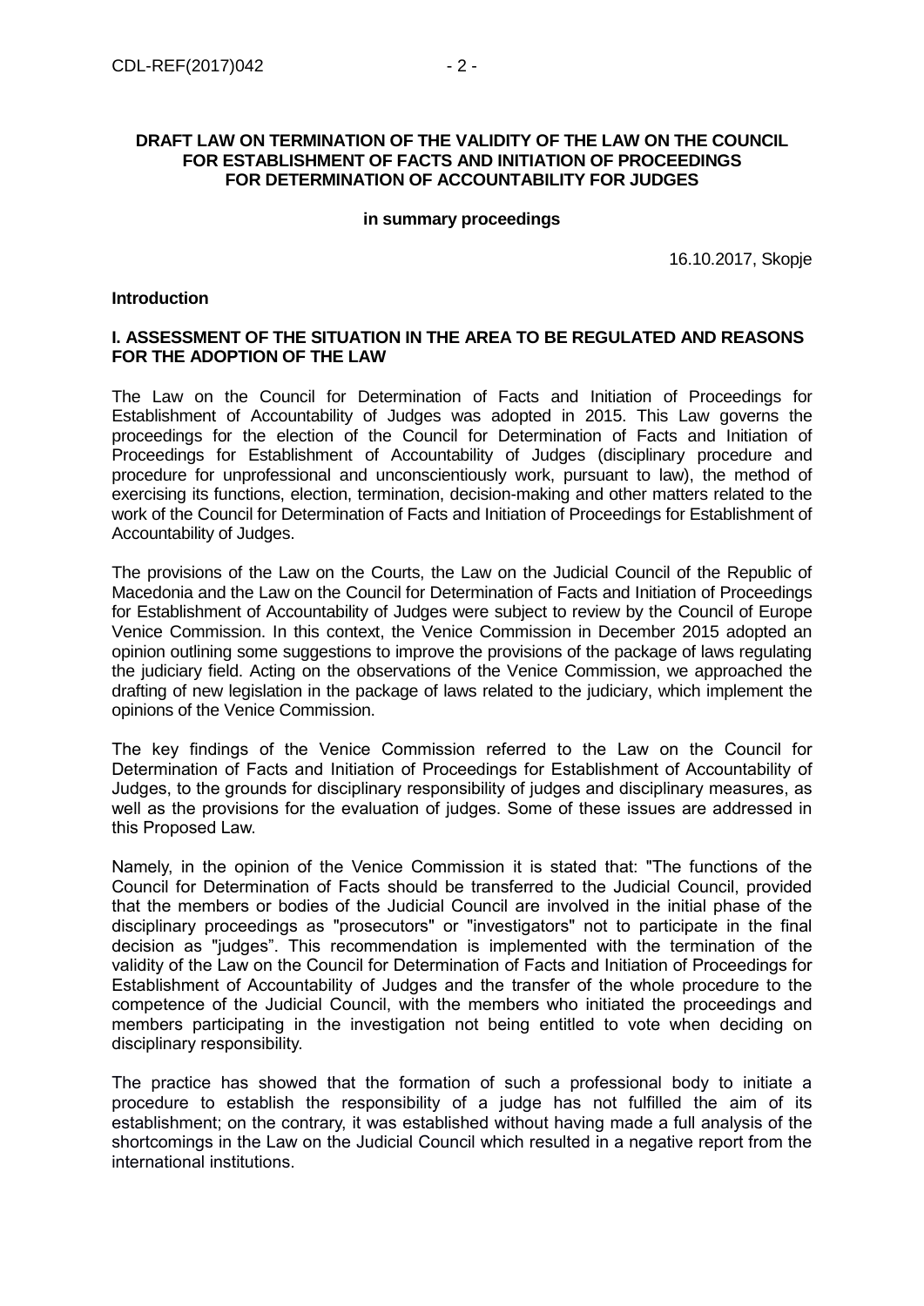**DRAFT LAW ON TERMINATION OF THE VALIDITY OF THE LAW ON THE COUNCIL FOR ESTABLISHMENT OF FACTS AND INITIATION OF PROCEEDINGS FOR DETERMINATION OF ACCOUNTABILITY FOR JUDGES**

**in summary proceedings**

16.10.2017, Skopje

**Introduction**

**I. ASSESSMENT OF THE SITUATION IN THE AREA TO BE REGULATED AND REASONS FOR THE ADOPTION OF THE LAW**

The Law on the Council for Determination of Facts and Initiation of Proceedings for Establishment of Accountability of Judges was adopted in 2015. This Law governs the proceedings for the election of the Council for Determination of Facts and Initiation of Proceedings for Establishment of Accountability of Judges (disciplinary procedure and procedure for unprofessional and unconscientiously work, pursuant to law), the method of exercising its functions, election, termination, decision-making and other matters related to the work of the Council for Determination of Facts and Initiation of Proceedings for Establishment of Accountability of Judges.

The provisions of the Law on the Courts, the Law on the Judicial Council of the Republic of Macedonia and the Law on the Council for Determination of Facts and Initiation of Proceedings for Establishment of Accountability of Judges were subject to review by the Council of Europe Venice Commission. In this context, the Venice Commission in December 2015 adopted an opinion outlining some suggestions to improve the provisions of the package of laws regulating the judiciary field. Acting on the observations of the Venice Commission, we approached the drafting of new legislation in the package of laws related to the judiciary, which implement the opinions of the Venice Commission.

The key findings of the Venice Commission referred to the Law on the Council for Determination of Facts and Initiation of Proceedings for Establishment of Accountability of Judges, to the grounds for disciplinary responsibility of judges and disciplinary measures, as well as the provisions for the evaluation of judges. Some of these issues are addressed in this Proposed Law.

Namely, in the opinion of the Venice Commission it is stated that: "The functions of the Council for Determination of Facts should be transferred to the Judicial Council, provided that the members or bodies of the Judicial Council are involved in the initial phase of the disciplinary proceedings as "prosecutors" or "investigators" not to participate in the final decision as "judges". This recommendation is implemented with the termination of the validity of the Law on the Council for Determination of Facts and Initiation of Proceedings for Establishment of Accountability of Judges and the transfer of the whole procedure to the competence of the Judicial Council, with the members who initiated the proceedings and members participating in the investigation not being entitled to vote when deciding on disciplinary responsibility.

The practice has showed that the formation of such a professional body to initiate a procedure to establish the responsibility of a judge has not fulfilled the aim of its establishment; on the contrary, it was established without having made a full analysis of the shortcomings in the Law on the Judicial Council which resulted in a negative report from the international institutions.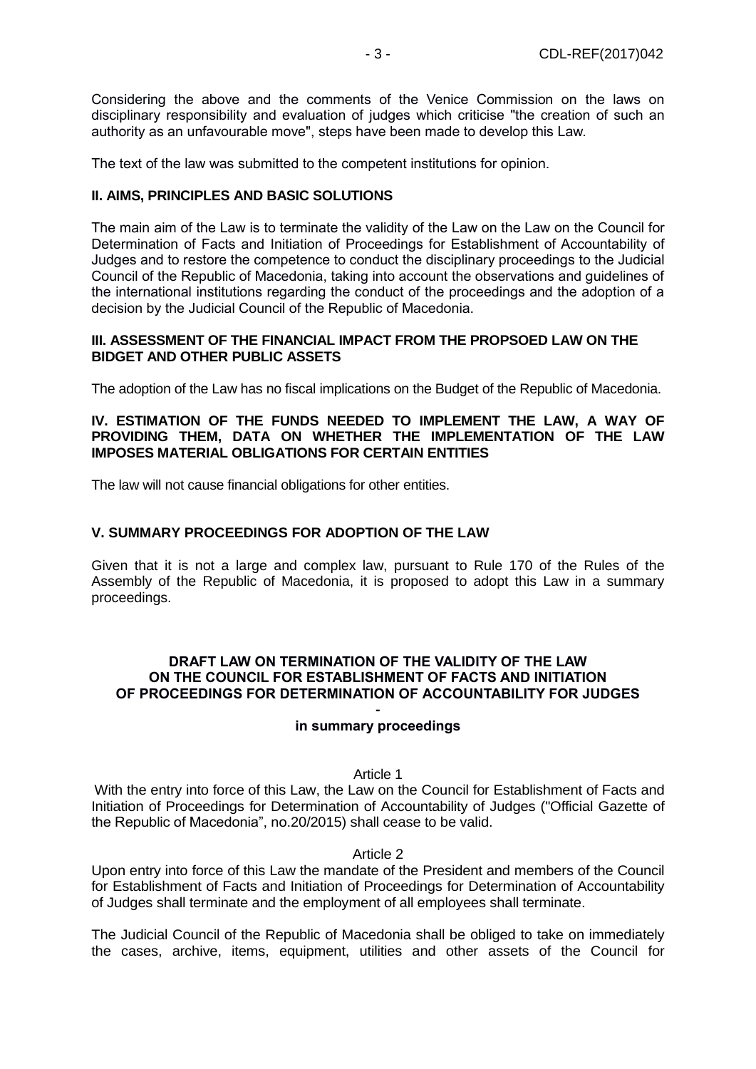Considering the above and the comments of the Venice Commission on the laws on disciplinary responsibility and evaluation of judges which criticise "the creation of such an authority as an unfavourable move", steps have been made to develop this Law.

The text of the law was submitted to the competent institutions for opinion.

## II. AIMS, PRINCIPLES AND BASIC SOLUTIONS

The main aim of the Law is to terminate the validity of the Law on the Law on the Council for Determination of Facts and Initiation of Proceedings for Establishment of Accountability of Judges and to restore the competence to conduct the disciplinary proceedings to the Judicial Council of the Republic of Macedonia, taking into account the observations and guidelines of the international institutions regarding the conduct of the proceedings and the adoption of a decision by the Judicial Council of the Republic of Macedonia.

## III. ASSESSMENT OF THE FINANCIAL IMPACT FROM THE PROPSOED LAW ON THE BIDGET AND OTHER PUBLIC ASSETS

The adoption of the Law has no fiscal implications on the Budget of the Republic of Macedonia.

## IV. ESTIMATION OF THE FUNDS NEEDED TO IMPLEMENT THE LAW, A WAY OF PROVIDING THEM, DATA ON WHETHER THE IMPLEMENTATION OF THE LAW IMPOSES MATERIAL OBLIGATIONS FOR CERTAIN ENTITIES

The law will not cause financial obligations for other entities.

## V. SUMMARY PROCEEDINGS FOR ADOPTION OF THE LAW

Given that it is not a large and complex law, pursuant to Rule 170 of the Rules of the Assembly of the Republic of Macedonia, it is proposed to adopt this Law in a summary proceedings.

# DRAFT LAW ON TERMINATION OF THE VALIDITY OF THE LAW ON THE COUNCIL FOR ESTABLISHMENT OF FACTS AND INITIATION OF PROCEEDINGS FOR DETERMINATION OF ACCOUNTABILITY FOR JUDGES - in summary proceedings

Article 1

With the entry into force of this Law, the Law on the Council for Establishment of Facts and Initiation of Proceedings for Determination of Accountability of Judges ("Official Gazette of the Republic of Macedonia", no.20/2015) shall cease to be valid.

Article 2

Upon entry into force of this Law the mandate of the President and members of the Council for Establishment of Facts and Initiation of Proceedings for Determination of Accountability of Judges shall terminate and the employment of all employees shall terminate.

The Judicial Council of the Republic of Macedonia shall be obliged to take on immediately the cases, archive, items, equipment, utilities and other assets of the Council for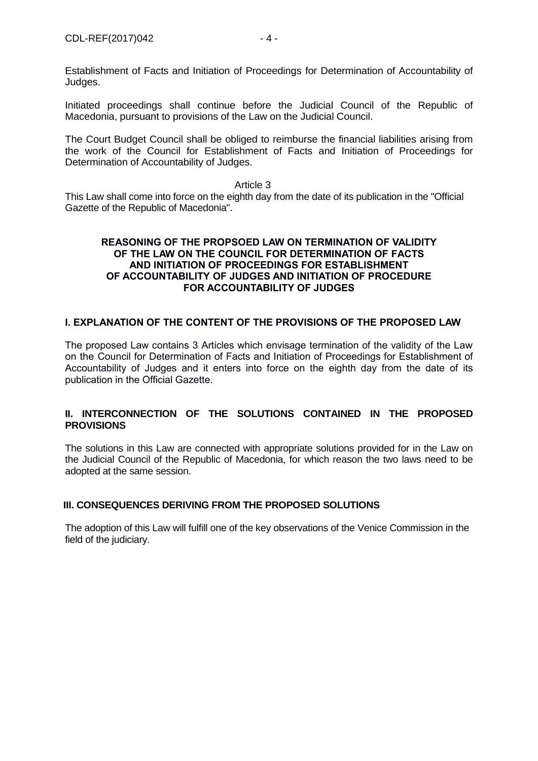Establishment of Facts and Initiation of Proceedings for Determination of Accountability of Judges.

Initiated proceedings shall continue before the Judicial Council of the Republic of Macedonia, pursuant to provisions of the Law on the Judicial Council.

The Court Budget Council shall be obliged to reimburse the financial liabilities arising from the work of the Council for Establishment of Facts and Initiation of Proceedings for Determination of Accountability of Judges.

Article 3

This Law shall come into force on the eighth day from the date of its publication in the "Official Gazette of the Republic of Macedonia".

## REASONING OF THE PROPSOED LAW ON TERMINATION OF VALIDITY OF THE LAW ON THE COUNCIL FOR DETERMINATION OF FACTS AND INITIATION OF PROCEEDINGS FOR ESTABLISHMENT OF ACCOUNTABILITY OF JUDGES AND INITIATION OF PROCEDURE FOR ACCOUNTABILITY OF JUDGES

### I. EXPLANATION OF THE CONTENT OF THE PROVISIONS OF THE PROPOSED LAW

The proposed Law contains 3 Articles which envisage termination of the validity of the Law on the Council for Determination of Facts and Initiation of Proceedings for Establishment of Accountability of Judges and it enters into force on the eighth day from the date of its publication in the Official Gazette.

### II. INTERCONNECTION OF THE SOLUTIONS CONTAINED IN THE PROPOSED PROVISIONS

The solutions in this Law are connected with appropriate solutions provided for in the Law on the Judicial Council of the Republic of Macedonia, for which reason the two laws need to be adopted at the same session.

### III. CONSEQUENCES DERIVING FROM THE PROPOSED SOLUTIONS

The adoption of this Law will fulfill one of the key observations of the Venice Commission in the field of the judiciary.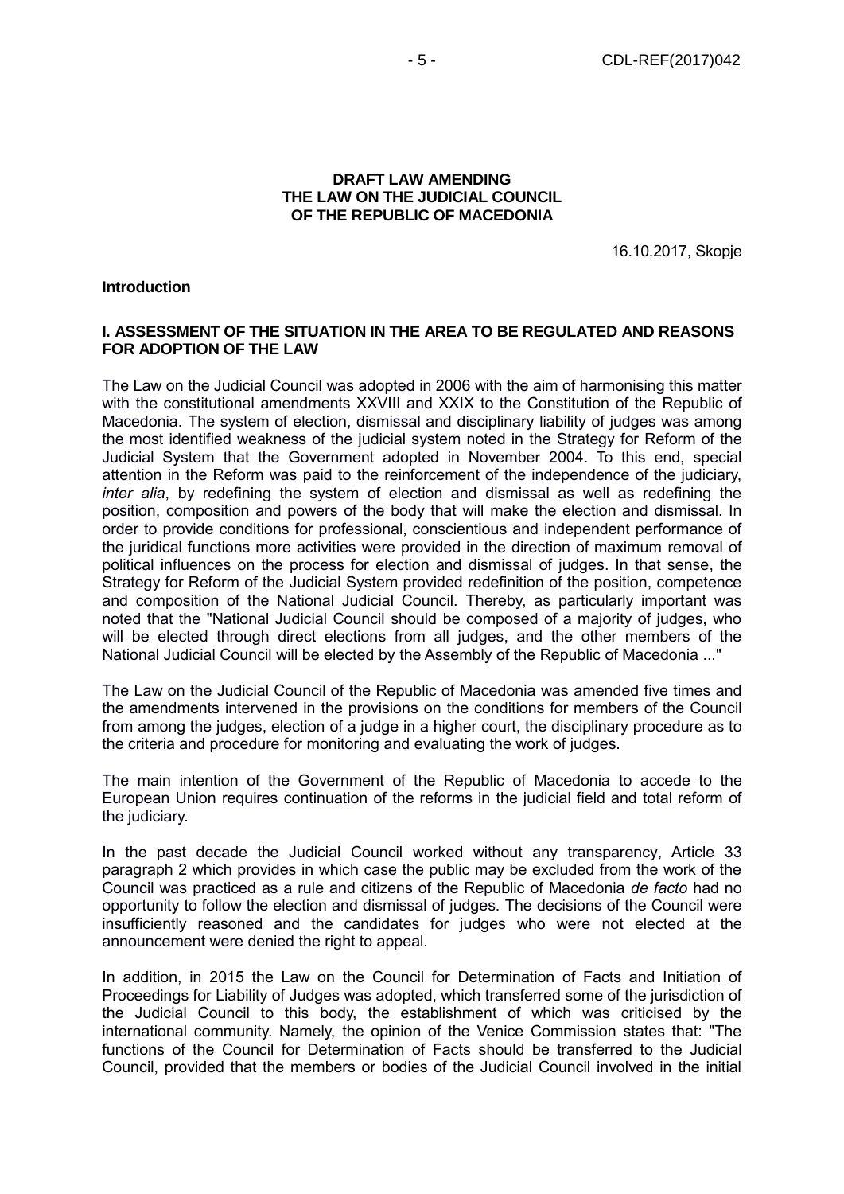**DRAFT LAW AMENDING THE LAW ON THE JUDICIAL COUNCIL OF THE REPUBLIC OF MACEDONIA**

16.10.2017, Skopje

**Introduction**

**I. ASSESSMENT OF THE SITUATION IN THE AREA TO BE REGULATED AND REASONS FOR ADOPTION OF THE LAW**

The Law on the Judicial Council was adopted in 2006 with the aim of harmonising this matter with the constitutional amendments XXVIII and XXIX to the Constitution of the Republic of Macedonia. The system of election, dismissal and disciplinary liability of judges was among the most identified weakness of the judicial system noted in the Strategy for Reform of the Judicial System that the Government adopted in November 2004. To this end, special attention in the Reform was paid to the reinforcement of the independence of the judiciary, *inter alia*, by redefining the system of election and dismissal as well as redefining the position, composition and powers of the body that will make the election and dismissal. In order to provide conditions for professional, conscientious and independent performance of the juridical functions more activities were provided in the direction of maximum removal of political influences on the process for election and dismissal of judges. In that sense, the Strategy for Reform of the Judicial System provided redefinition of the position, competence and composition of the National Judicial Council. Thereby, as particularly important was noted that the "National Judicial Council should be composed of a majority of judges, who will be elected through direct elections from all judges, and the other members of the National Judicial Council will be elected by the Assembly of the Republic of Macedonia ..."

The Law on the Judicial Council of the Republic of Macedonia was amended five times and the amendments intervened in the provisions on the conditions for members of the Council from among the judges, election of a judge in a higher court, the disciplinary procedure as to the criteria and procedure for monitoring and evaluating the work of judges.

The main intention of the Government of the Republic of Macedonia to accede to the European Union requires continuation of the reforms in the judicial field and total reform of the judiciary.

In the past decade the Judicial Council worked without any transparency, Article 33 paragraph 2 which provides in which case the public may be excluded from the work of the Council was practiced as a rule and citizens of the Republic of Macedonia *de facto* had no opportunity to follow the election and dismissal of judges. The decisions of the Council were insufficiently reasoned and the candidates for judges who were not elected at the announcement were denied the right to appeal.

In addition, in 2015 the Law on the Council for Determination of Facts and Initiation of Proceedings for Liability of Judges was adopted, which transferred some of the jurisdiction of the Judicial Council to this body, the establishment of which was criticised by the international community. Namely, the opinion of the Venice Commission states that: "The functions of the Council for Determination of Facts should be transferred to the Judicial Council, provided that the members or bodies of the Judicial Council involved in the initial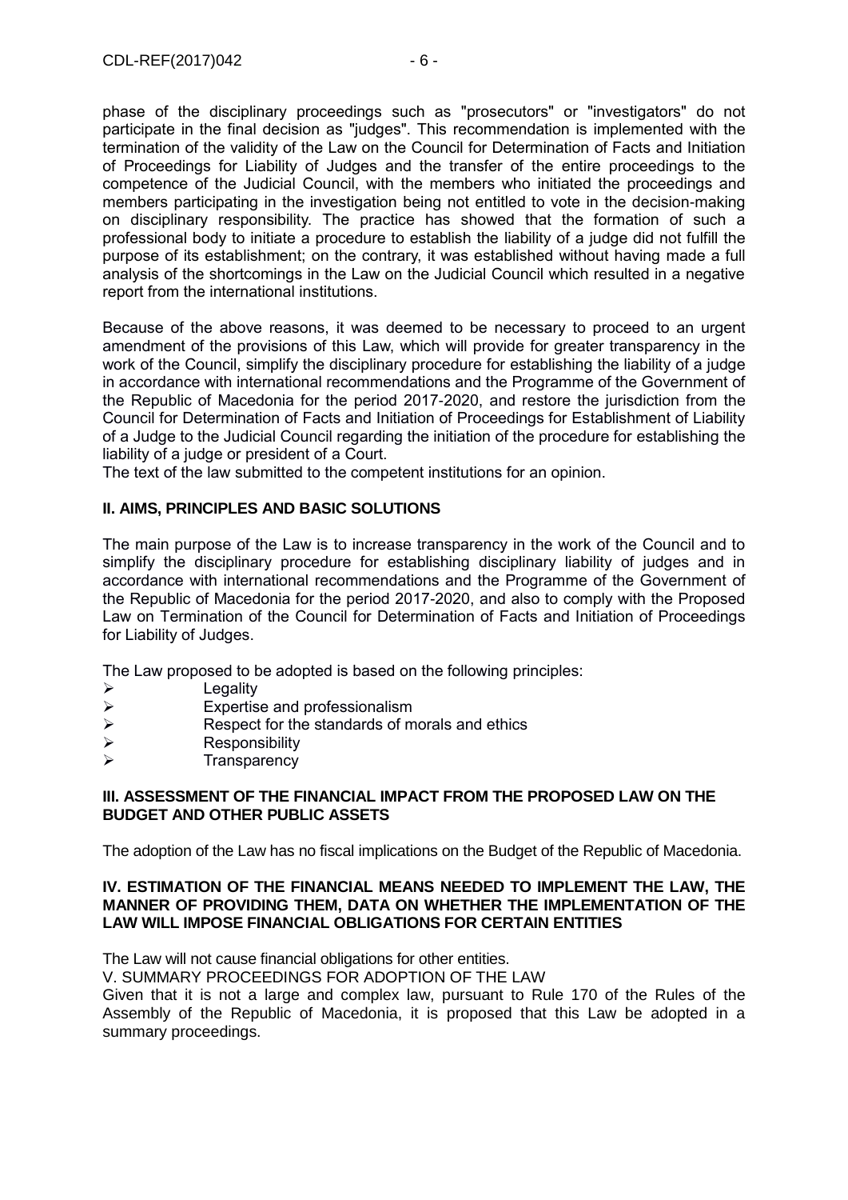phase of the disciplinary proceedings such as "prosecutors" or "investigators" do not participate in the final decision as "judges". This recommendation is implemented with the termination of the validity of the Law on the Council for Determination of Facts and Initiation of Proceedings for Liability of Judges and the transfer of the entire proceedings to the competence of the Judicial Council, with the members who initiated the proceedings and members participating in the investigation being not entitled to vote in the decision-making on disciplinary responsibility. The practice has showed that the formation of such a professional body to initiate a procedure to establish the liability of a judge did not fulfill the purpose of its establishment; on the contrary, it was established without having made a full analysis of the shortcomings in the Law on the Judicial Council which resulted in a negative report from the international institutions.

Because of the above reasons, it was deemed to be necessary to proceed to an urgent amendment of the provisions of this Law, which will provide for greater transparency in the work of the Council, simplify the disciplinary procedure for establishing the liability of a judge in accordance with international recommendations and the Programme of the Government of the Republic of Macedonia for the period 2017-2020, and restore the jurisdiction from the Council for Determination of Facts and Initiation of Proceedings for Establishment of Liability of a Judge to the Judicial Council regarding the initiation of the procedure for establishing the liability of a judge or president of a Court.

The text of the law submitted to the competent institutions for an opinion.

## II. AIMS, PRINCIPLES AND BASIC SOLUTIONS

The main purpose of the Law is to increase transparency in the work of the Council and to simplify the disciplinary procedure for establishing disciplinary liability of judges and in accordance with international recommendations and the Programme of the Government of the Republic of Macedonia for the period 2017-2020, and also to comply with the Proposed Law on Termination of the Council for Determination of Facts and Initiation of Proceedings for Liability of Judges.

The Law proposed to be adopted is based on the following principles:

- Legality
- Expertise and professionalism
- Respect for the standards of morals and ethics
- Responsibility
- Transparency

## III. ASSESSMENT OF THE FINANCIAL IMPACT FROM THE PROPOSED LAW ON THE BUDGET AND OTHER PUBLIC ASSETS

The adoption of the Law has no fiscal implications on the Budget of the Republic of Macedonia.

## IV. ESTIMATION OF THE FINANCIAL MEANS NEEDED TO IMPLEMENT THE LAW, THE MANNER OF PROVIDING THEM, DATA ON WHETHER THE IMPLEMENTATION OF THE LAW WILL IMPOSE FINANCIAL OBLIGATIONS FOR CERTAIN ENTITIES

The Law will not cause financial obligations for other entities.

V. SUMMARY PROCEEDINGS FOR ADOPTION OF THE LAW

Given that it is not a large and complex law, pursuant to Rule 170 of the Rules of the Assembly of the Republic of Macedonia, it is proposed that this Law be adopted in a summary proceedings.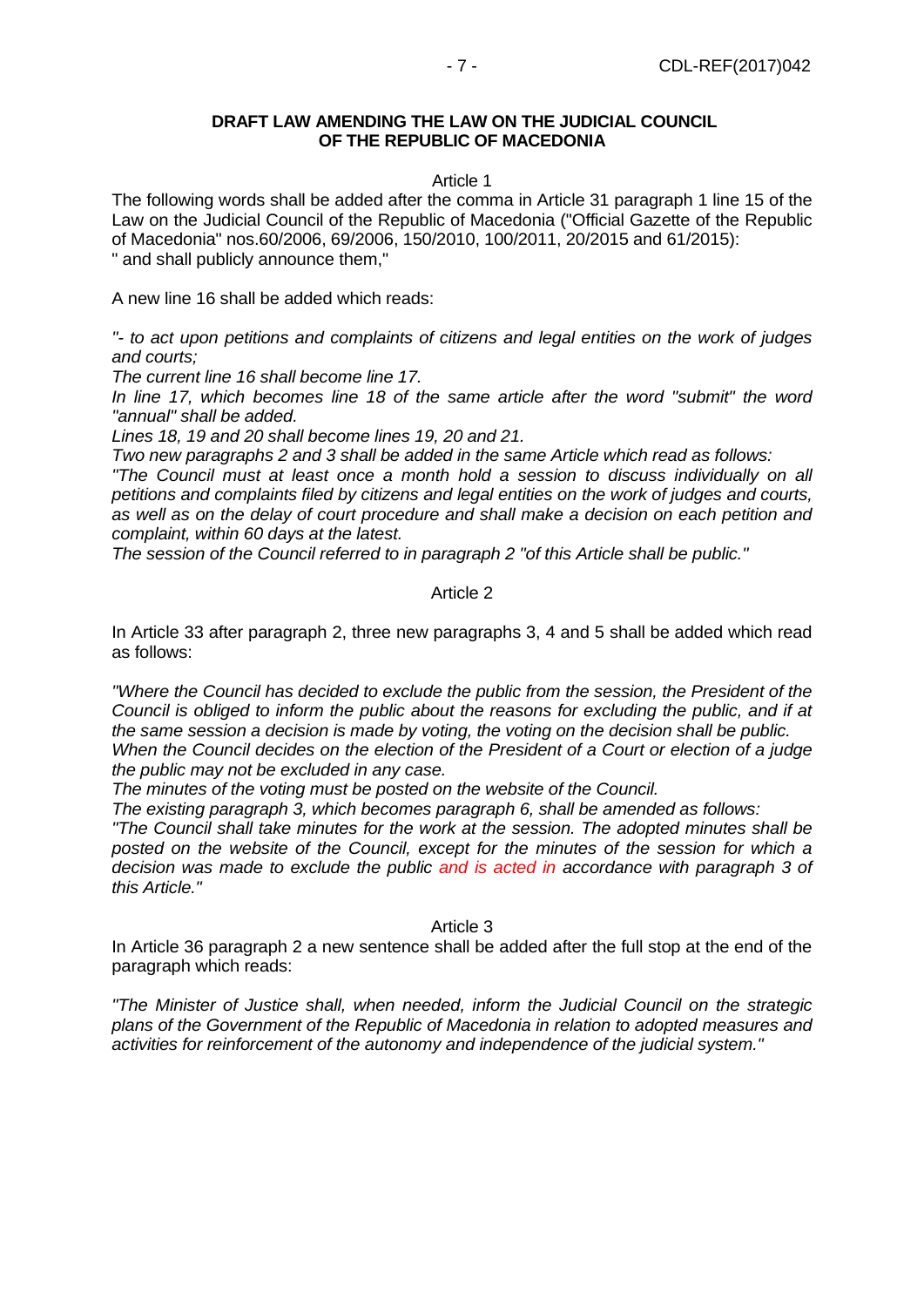**DRAFT LAW AMENDING THE LAW ON THE JUDICIAL COUNCIL OF THE REPUBLIC OF MACEDONIA**

Article 1

The following words shall be added after the comma in Article 31 paragraph 1 line 15 of the Law on the Judicial Council of the Republic of Macedonia ("Official Gazette of the Republic of Macedonia" nos.60/2006, 69/2006, 150/2010, 100/2011, 20/2015 and 61/2015):
" and shall publicly announce them,"

A new line 16 shall be added which reads:

*"- to act upon petitions and complaints of citizens and legal entities on the work of judges and courts;*

*The current line 16 shall become line 17.*

*In line 17, which becomes line 18 of the same article after the word "submit" the word "annual" shall be added.*

*Lines 18, 19 and 20 shall become lines 19, 20 and 21.*

*Two new paragraphs 2 and 3 shall be added in the same Article which read as follows:*

*"The Council must at least once a month hold a session to discuss individually on all petitions and complaints filed by citizens and legal entities on the work of judges and courts, as well as on the delay of court procedure and shall make a decision on each petition and complaint, within 60 days at the latest.*

*The session of the Council referred to in paragraph 2 "of this Article shall be public."*

Article 2

In Article 33 after paragraph 2, three new paragraphs 3, 4 and 5 shall be added which read as follows:

*"Where the Council has decided to exclude the public from the session, the President of the Council is obliged to inform the public about the reasons for excluding the public, and if at the same session a decision is made by voting, the voting on the decision shall be public.*

*When the Council decides on the election of the President of a Court or election of a judge the public may not be excluded in any case.*

*The minutes of the voting must be posted on the website of the Council.*

*The existing paragraph 3, which becomes paragraph 6, shall be amended as follows:*

*"The Council shall take minutes for the work at the session. The adopted minutes shall be posted on the website of the Council, except for the minutes of the session for which a decision was made to exclude the public and is acted in accordance with paragraph 3 of this Article."*

Article 3

In Article 36 paragraph 2 a new sentence shall be added after the full stop at the end of the paragraph which reads:

*"The Minister of Justice shall, when needed, inform the Judicial Council on the strategic plans of the Government of the Republic of Macedonia in relation to adopted measures and activities for reinforcement of the autonomy and independence of the judicial system."*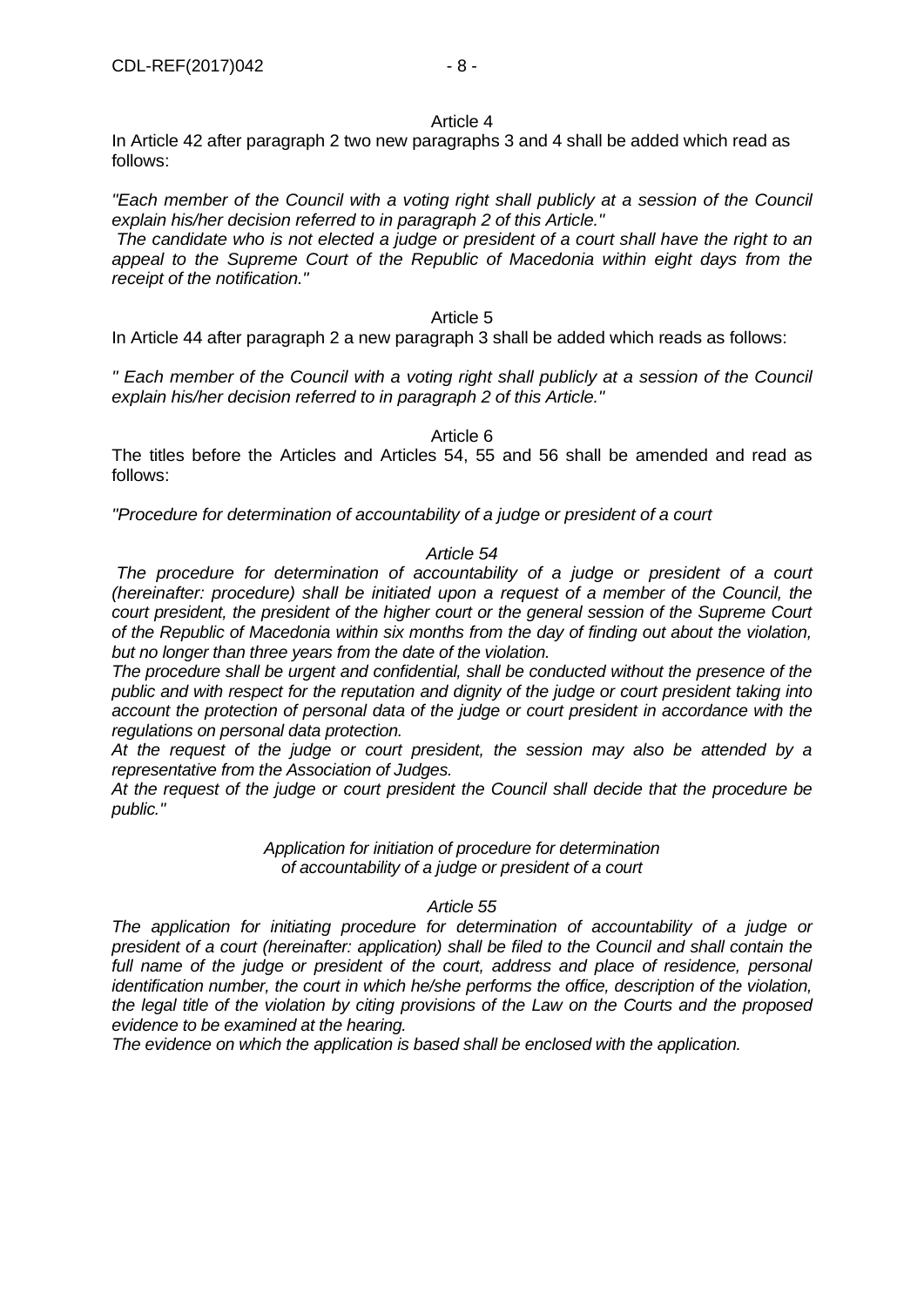Article 4

In Article 42 after paragraph 2 two new paragraphs 3 and 4 shall be added which read as follows:

*"Each member of the Council with a voting right shall publicly at a session of the Council explain his/her decision referred to in paragraph 2 of this Article."*

*The candidate who is not elected a judge or president of a court shall have the right to an appeal to the Supreme Court of the Republic of Macedonia within eight days from the receipt of the notification."*

Article 5

In Article 44 after paragraph 2 a new paragraph 3 shall be added which reads as follows:

*" Each member of the Council with a voting right shall publicly at a session of the Council explain his/her decision referred to in paragraph 2 of this Article."*

Article 6

The titles before the Articles and Articles 54, 55 and 56 shall be amended and read as follows:

*"Procedure for determination of accountability of a judge or president of a court*

*Article 54*

*The procedure for determination of accountability of a judge or president of a court (hereinafter: procedure) shall be initiated upon a request of a member of the Council, the court president, the president of the higher court or the general session of the Supreme Court of the Republic of Macedonia within six months from the day of finding out about the violation, but no longer than three years from the date of the violation.*

*The procedure shall be urgent and confidential, shall be conducted without the presence of the public and with respect for the reputation and dignity of the judge or court president taking into account the protection of personal data of the judge or court president in accordance with the regulations on personal data protection.*

*At the request of the judge or court president, the session may also be attended by a representative from the Association of Judges.*

*At the request of the judge or court president the Council shall decide that the procedure be public."*

*Application for initiation of procedure for determination of accountability of a judge or president of a court*

*Article 55*

*The application for initiating procedure for determination of accountability of a judge or president of a court (hereinafter: application) shall be filed to the Council and shall contain the full name of the judge or president of the court, address and place of residence, personal identification number, the court in which he/she performs the office, description of the violation, the legal title of the violation by citing provisions of the Law on the Courts and the proposed evidence to be examined at the hearing.*

*The evidence on which the application is based shall be enclosed with the application.*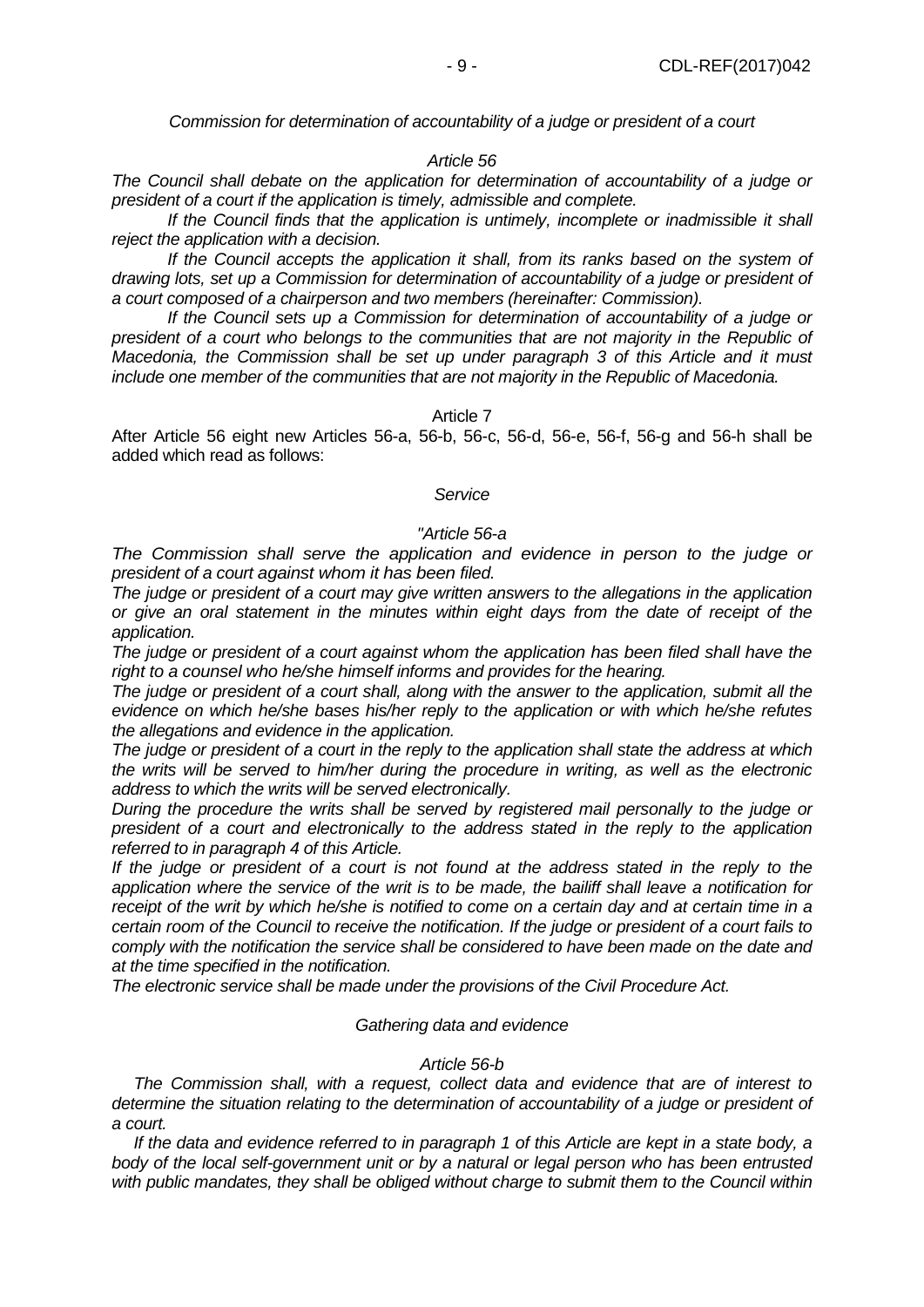*Commission for determination of accountability of a judge or president of a court*

*Article 56*

*The Council shall debate on the application for determination of accountability of a judge or president of a court if the application is timely, admissible and complete.*

*If the Council finds that the application is untimely, incomplete or inadmissible it shall reject the application with a decision.*

*If the Council accepts the application it shall, from its ranks based on the system of drawing lots, set up a Commission for determination of accountability of a judge or president of a court composed of a chairperson and two members (hereinafter: Commission).*

*If the Council sets up a Commission for determination of accountability of a judge or president of a court who belongs to the communities that are not majority in the Republic of Macedonia, the Commission shall be set up under paragraph 3 of this Article and it must include one member of the communities that are not majority in the Republic of Macedonia.*

Article 7

After Article 56 eight new Articles 56-a, 56-b, 56-c, 56-d, 56-e, 56-f, 56-g and 56-h shall be added which read as follows:

*Service*

*"Article 56-a*

*The Commission shall serve the application and evidence in person to the judge or president of a court against whom it has been filed.*

*The judge or president of a court may give written answers to the allegations in the application or give an oral statement in the minutes within eight days from the date of receipt of the application.*

*The judge or president of a court against whom the application has been filed shall have the right to a counsel who he/she himself informs and provides for the hearing.*

*The judge or president of a court shall, along with the answer to the application, submit all the evidence on which he/she bases his/her reply to the application or with which he/she refutes the allegations and evidence in the application.*

*The judge or president of a court in the reply to the application shall state the address at which the writs will be served to him/her during the procedure in writing, as well as the electronic address to which the writs will be served electronically.*

*During the procedure the writs shall be served by registered mail personally to the judge or president of a court and electronically to the address stated in the reply to the application referred to in paragraph 4 of this Article.*

*If the judge or president of a court is not found at the address stated in the reply to the application where the service of the writ is to be made, the bailiff shall leave a notification for receipt of the writ by which he/she is notified to come on a certain day and at certain time in a certain room of the Council to receive the notification. If the judge or president of a court fails to comply with the notification the service shall be considered to have been made on the date and at the time specified in the notification.*

*The electronic service shall be made under the provisions of the Civil Procedure Act.*

*Gathering data and evidence*

*Article 56-b*

*The Commission shall, with a request, collect data and evidence that are of interest to determine the situation relating to the determination of accountability of a judge or president of a court.*

*If the data and evidence referred to in paragraph 1 of this Article are kept in a state body, a body of the local self-government unit or by a natural or legal person who has been entrusted with public mandates, they shall be obliged without charge to submit them to the Council within*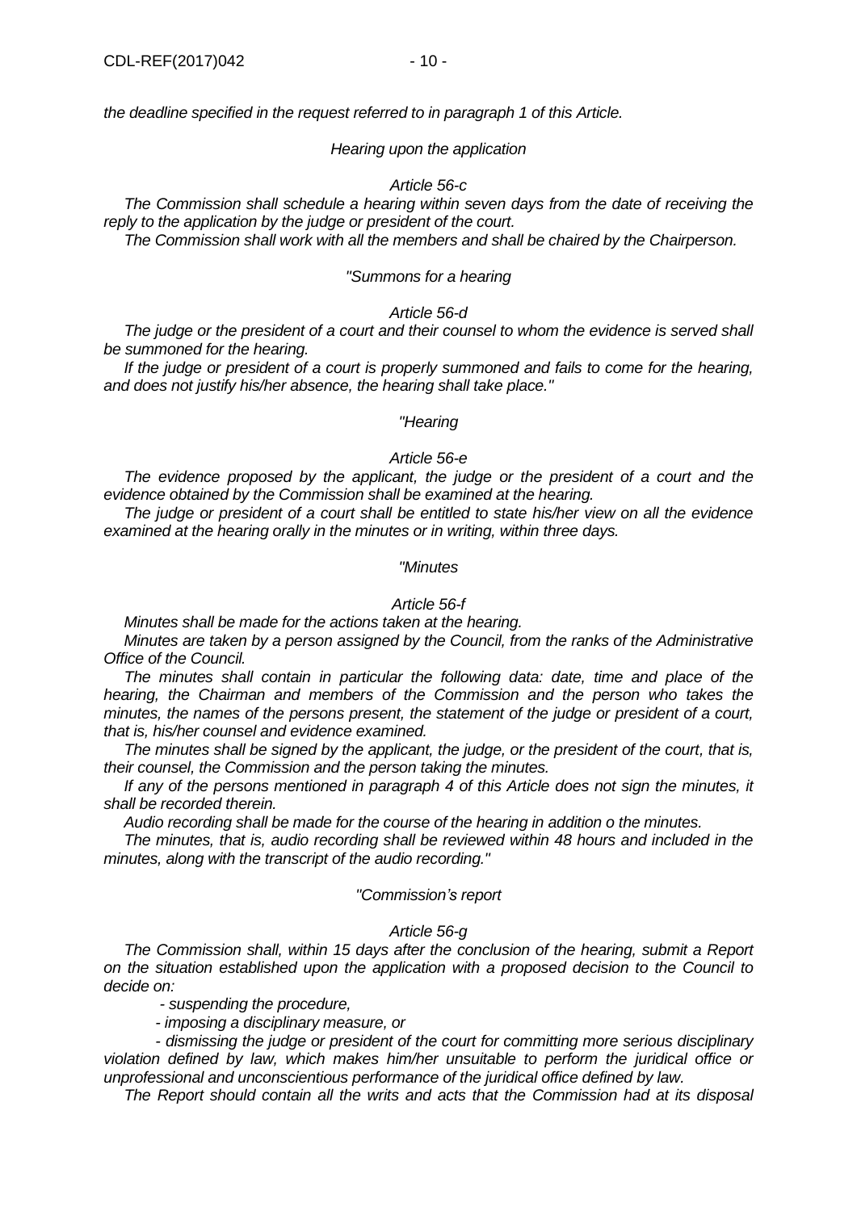*the deadline specified in the request referred to in paragraph 1 of this Article.*

*Hearing upon the application*

*Article 56-c*

*The Commission shall schedule a hearing within seven days from the date of receiving the reply to the application by the judge or president of the court.*

*The Commission shall work with all the members and shall be chaired by the Chairperson.*

*"Summons for a hearing*

*Article 56-d*

*The judge or the president of a court and their counsel to whom the evidence is served shall be summoned for the hearing.*

*If the judge or president of a court is properly summoned and fails to come for the hearing, and does not justify his/her absence, the hearing shall take place."*

*"Hearing*

*Article 56-e*

*The evidence proposed by the applicant, the judge or the president of a court and the evidence obtained by the Commission shall be examined at the hearing.*

*The judge or president of a court shall be entitled to state his/her view on all the evidence examined at the hearing orally in the minutes or in writing, within three days.*

*"Minutes*

*Article 56-f*

*Minutes shall be made for the actions taken at the hearing.*

*Minutes are taken by a person assigned by the Council, from the ranks of the Administrative Office of the Council.*

*The minutes shall contain in particular the following data: date, time and place of the hearing, the Chairman and members of the Commission and the person who takes the minutes, the names of the persons present, the statement of the judge or president of a court, that is, his/her counsel and evidence examined.*

*The minutes shall be signed by the applicant, the judge, or the president of the court, that is, their counsel, the Commission and the person taking the minutes.*

*If any of the persons mentioned in paragraph 4 of this Article does not sign the minutes, it shall be recorded therein.*

*Audio recording shall be made for the course of the hearing in addition o the minutes.*

*The minutes, that is, audio recording shall be reviewed within 48 hours and included in the minutes, along with the transcript of the audio recording."*

*"Commission's report*

*Article 56-g*

*The Commission shall, within 15 days after the conclusion of the hearing, submit a Report on the situation established upon the application with a proposed decision to the Council to decide on:*

*- suspending the procedure,*

*- imposing a disciplinary measure, or*

*- dismissing the judge or president of the court for committing more serious disciplinary violation defined by law, which makes him/her unsuitable to perform the juridical office or unprofessional and unconscientious performance of the juridical office defined by law.*

*The Report should contain all the writs and acts that the Commission had at its disposal*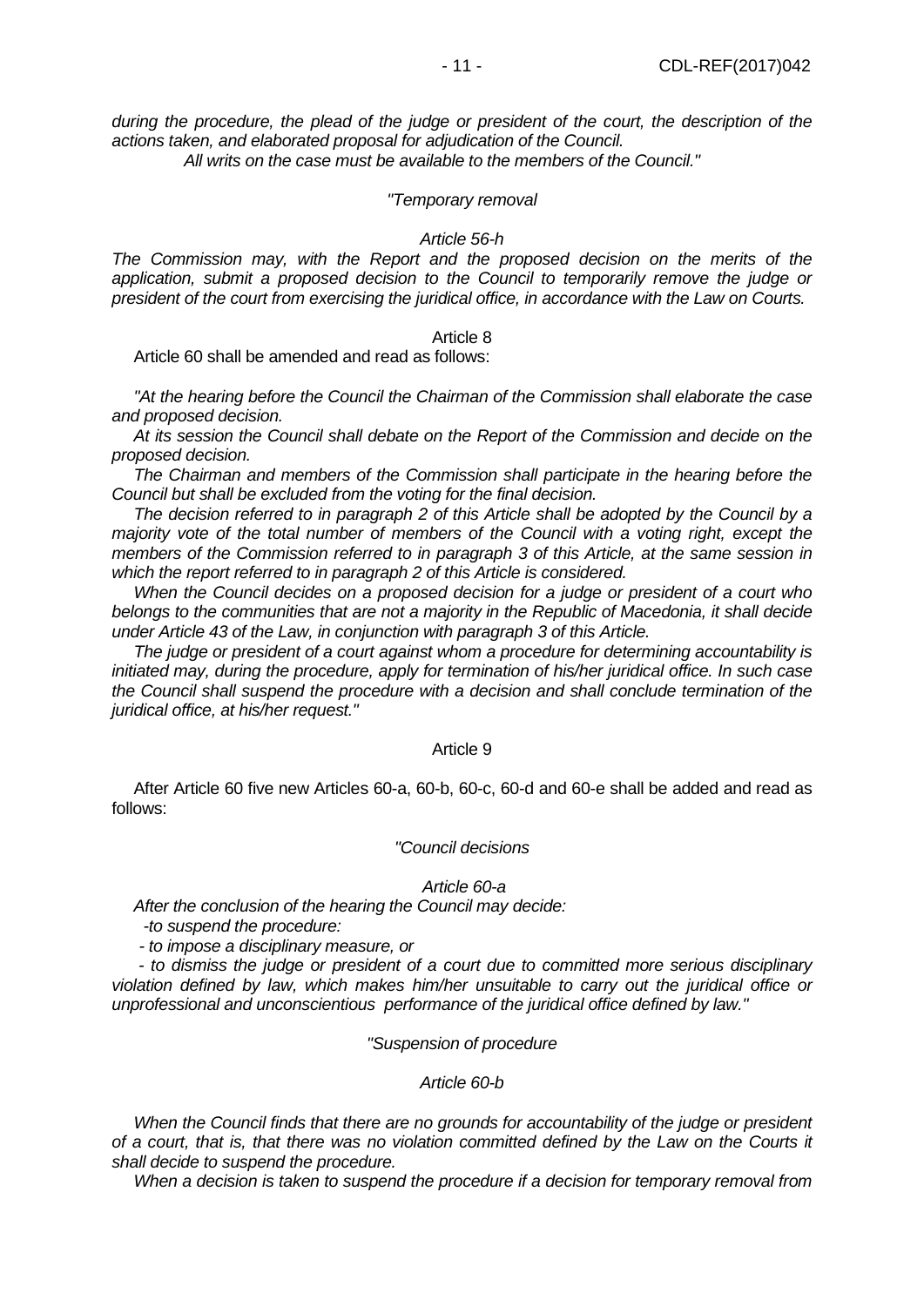*during the procedure, the plead of the judge or president of the court, the description of the actions taken, and elaborated proposal for adjudication of the Council.*

*All writs on the case must be available to the members of the Council."*

*"Temporary removal*

*Article 56-h*

*The Commission may, with the Report and the proposed decision on the merits of the application, submit a proposed decision to the Council to temporarily remove the judge or president of the court from exercising the juridical office, in accordance with the Law on Courts.*

Article 8

Article 60 shall be amended and read as follows:

*"At the hearing before the Council the Chairman of the Commission shall elaborate the case and proposed decision.*

*At its session the Council shall debate on the Report of the Commission and decide on the proposed decision.*

*The Chairman and members of the Commission shall participate in the hearing before the Council but shall be excluded from the voting for the final decision.*

*The decision referred to in paragraph 2 of this Article shall be adopted by the Council by a majority vote of the total number of members of the Council with a voting right, except the members of the Commission referred to in paragraph 3 of this Article, at the same session in which the report referred to in paragraph 2 of this Article is considered.*

*When the Council decides on a proposed decision for a judge or president of a court who belongs to the communities that are not a majority in the Republic of Macedonia, it shall decide under Article 43 of the Law, in conjunction with paragraph 3 of this Article.*

*The judge or president of a court against whom a procedure for determining accountability is initiated may, during the procedure, apply for termination of his/her juridical office. In such case the Council shall suspend the procedure with a decision and shall conclude termination of the juridical office, at his/her request."*

Article 9

After Article 60 five new Articles 60-a, 60-b, 60-c, 60-d and 60-e shall be added and read as follows:

*"Council decisions*

*Article 60-a*

*After the conclusion of the hearing the Council may decide:*

*-to suspend the procedure:*

*- to impose a disciplinary measure, or*

*- to dismiss the judge or president of a court due to committed more serious disciplinary violation defined by law, which makes him/her unsuitable to carry out the juridical office or unprofessional and unconscientious performance of the juridical office defined by law."*

*"Suspension of procedure*

*Article 60-b*

*When the Council finds that there are no grounds for accountability of the judge or president of a court, that is, that there was no violation committed defined by the Law on the Courts it shall decide to suspend the procedure.*

*When a decision is taken to suspend the procedure if a decision for temporary removal from*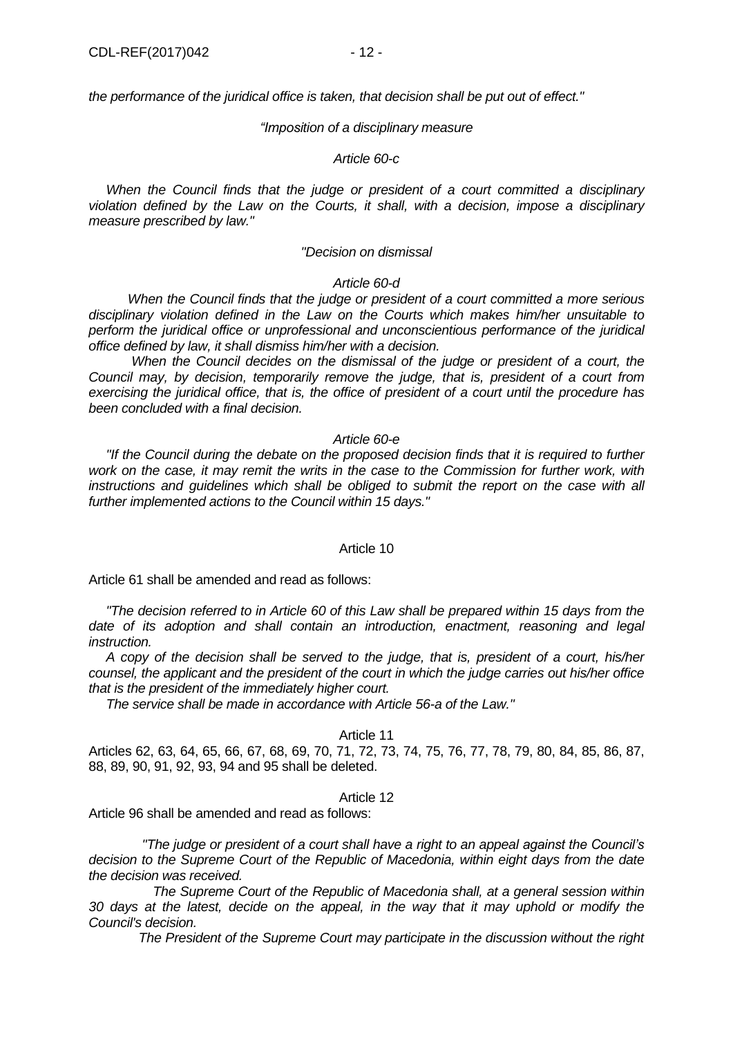*the performance of the juridical office is taken, that decision shall be put out of effect."*

*"Imposition of a disciplinary measure*

*Article 60-c*

*When the Council finds that the judge or president of a court committed a disciplinary violation defined by the Law on the Courts, it shall, with a decision, impose a disciplinary measure prescribed by law."*

*"Decision on dismissal*

*Article 60-d*

*When the Council finds that the judge or president of a court committed a more serious disciplinary violation defined in the Law on the Courts which makes him/her unsuitable to perform the juridical office or unprofessional and unconscientious performance of the juridical office defined by law, it shall dismiss him/her with a decision.*

*When the Council decides on the dismissal of the judge or president of a court, the Council may, by decision, temporarily remove the judge, that is, president of a court from exercising the juridical office, that is, the office of president of a court until the procedure has been concluded with a final decision.*

*Article 60-e*

*"If the Council during the debate on the proposed decision finds that it is required to further work on the case, it may remit the writs in the case to the Commission for further work, with instructions and guidelines which shall be obliged to submit the report on the case with all further implemented actions to the Council within 15 days."*

Article 10

Article 61 shall be amended and read as follows:

*"The decision referred to in Article 60 of this Law shall be prepared within 15 days from the date of its adoption and shall contain an introduction, enactment, reasoning and legal instruction.*

*A copy of the decision shall be served to the judge, that is, president of a court, his/her counsel, the applicant and the president of the court in which the judge carries out his/her office that is the president of the immediately higher court.*

*The service shall be made in accordance with Article 56-a of the Law."*

Article 11

Articles 62, 63, 64, 65, 66, 67, 68, 69, 70, 71, 72, 73, 74, 75, 76, 77, 78, 79, 80, 84, 85, 86, 87, 88, 89, 90, 91, 92, 93, 94 and 95 shall be deleted.

Article 12

Article 96 shall be amended and read as follows:

*"The judge or president of a court shall have a right to an appeal against the Council's decision to the Supreme Court of the Republic of Macedonia, within eight days from the date the decision was received.*

*The Supreme Court of the Republic of Macedonia shall, at a general session within 30 days at the latest, decide on the appeal, in the way that it may uphold or modify the Council's decision.*

*The President of the Supreme Court may participate in the discussion without the right*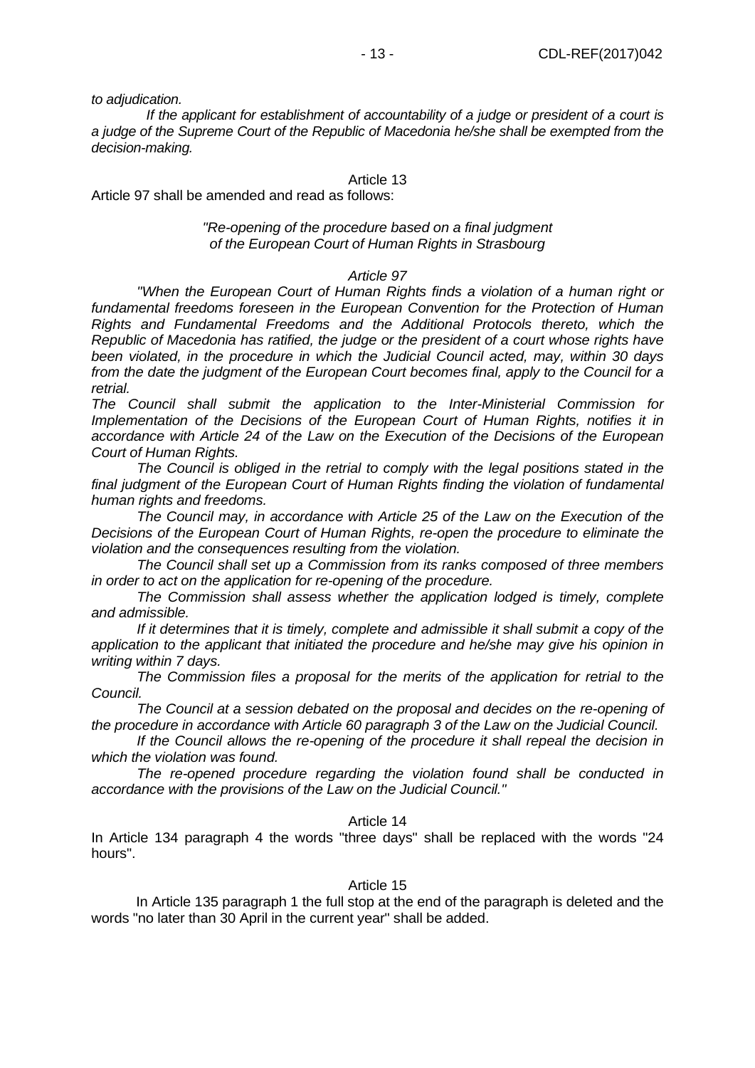*to adjudication.*

*If the applicant for establishment of accountability of a judge or president of a court is a judge of the Supreme Court of the Republic of Macedonia he/she shall be exempted from the decision-making.*

Article 13

Article 97 shall be amended and read as follows:

*"Re-opening of the procedure based on a final judgment of the European Court of Human Rights in Strasbourg*

*Article 97*

*"When the European Court of Human Rights finds a violation of a human right or fundamental freedoms foreseen in the European Convention for the Protection of Human Rights and Fundamental Freedoms and the Additional Protocols thereto, which the Republic of Macedonia has ratified, the judge or the president of a court whose rights have been violated, in the procedure in which the Judicial Council acted, may, within 30 days from the date the judgment of the European Court becomes final, apply to the Council for a retrial.*

*The Council shall submit the application to the Inter-Ministerial Commission for Implementation of the Decisions of the European Court of Human Rights, notifies it in accordance with Article 24 of the Law on the Execution of the Decisions of the European Court of Human Rights.*

*The Council is obliged in the retrial to comply with the legal positions stated in the final judgment of the European Court of Human Rights finding the violation of fundamental human rights and freedoms.*

*The Council may, in accordance with Article 25 of the Law on the Execution of the Decisions of the European Court of Human Rights, re-open the procedure to eliminate the violation and the consequences resulting from the violation.*

*The Council shall set up a Commission from its ranks composed of three members in order to act on the application for re-opening of the procedure.*

*The Commission shall assess whether the application lodged is timely, complete and admissible.*

*If it determines that it is timely, complete and admissible it shall submit a copy of the application to the applicant that initiated the procedure and he/she may give his opinion in writing within 7 days.*

*The Commission files a proposal for the merits of the application for retrial to the Council.*

*The Council at a session debated on the proposal and decides on the re-opening of the procedure in accordance with Article 60 paragraph 3 of the Law on the Judicial Council.*

*If the Council allows the re-opening of the procedure it shall repeal the decision in which the violation was found.*

*The re-opened procedure regarding the violation found shall be conducted in accordance with the provisions of the Law on the Judicial Council."*

Article 14

In Article 134 paragraph 4 the words "three days" shall be replaced with the words "24 hours".

Article 15

In Article 135 paragraph 1 the full stop at the end of the paragraph is deleted and the words "no later than 30 April in the current year" shall be added.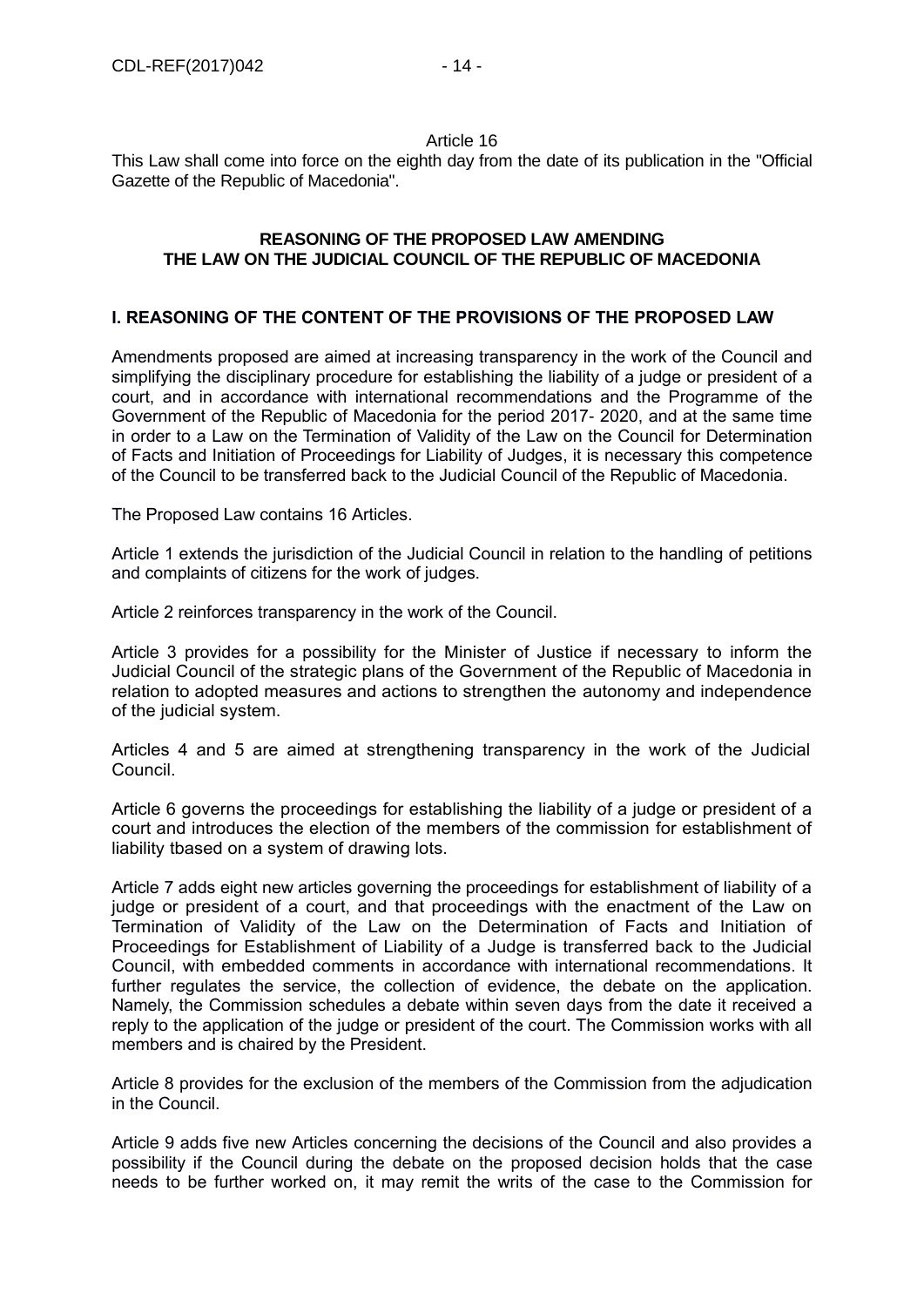Article 16

This Law shall come into force on the eighth day from the date of its publication in the "Official Gazette of the Republic of Macedonia".

**REASONING OF THE PROPOSED LAW AMENDING THE LAW ON THE JUDICIAL COUNCIL OF THE REPUBLIC OF MACEDONIA**

**I. REASONING OF THE CONTENT OF THE PROVISIONS OF THE PROPOSED LAW**

Amendments proposed are aimed at increasing transparency in the work of the Council and simplifying the disciplinary procedure for establishing the liability of a judge or president of a court, and in accordance with international recommendations and the Programme of the Government of the Republic of Macedonia for the period 2017- 2020, and at the same time in order to a Law on the Termination of Validity of the Law on the Council for Determination of Facts and Initiation of Proceedings for Liability of Judges, it is necessary this competence of the Council to be transferred back to the Judicial Council of the Republic of Macedonia.

The Proposed Law contains 16 Articles.

Article 1 extends the jurisdiction of the Judicial Council in relation to the handling of petitions and complaints of citizens for the work of judges.

Article 2 reinforces transparency in the work of the Council.

Article 3 provides for a possibility for the Minister of Justice if necessary to inform the Judicial Council of the strategic plans of the Government of the Republic of Macedonia in relation to adopted measures and actions to strengthen the autonomy and independence of the judicial system.

Articles 4 and 5 are aimed at strengthening transparency in the work of the Judicial Council.

Article 6 governs the proceedings for establishing the liability of a judge or president of a court and introduces the election of the members of the commission for establishment of liability tbased on a system of drawing lots.

Article 7 adds eight new articles governing the proceedings for establishment of liability of a judge or president of a court, and that proceedings with the enactment of the Law on Termination of Validity of the Law on the Determination of Facts and Initiation of Proceedings for Establishment of Liability of a Judge is transferred back to the Judicial Council, with embedded comments in accordance with international recommendations. It further regulates the service, the collection of evidence, the debate on the application. Namely, the Commission schedules a debate within seven days from the date it received a reply to the application of the judge or president of the court. The Commission works with all members and is chaired by the President.

Article 8 provides for the exclusion of the members of the Commission from the adjudication in the Council.

Article 9 adds five new Articles concerning the decisions of the Council and also provides a possibility if the Council during the debate on the proposed decision holds that the case needs to be further worked on, it may remit the writs of the case to the Commission for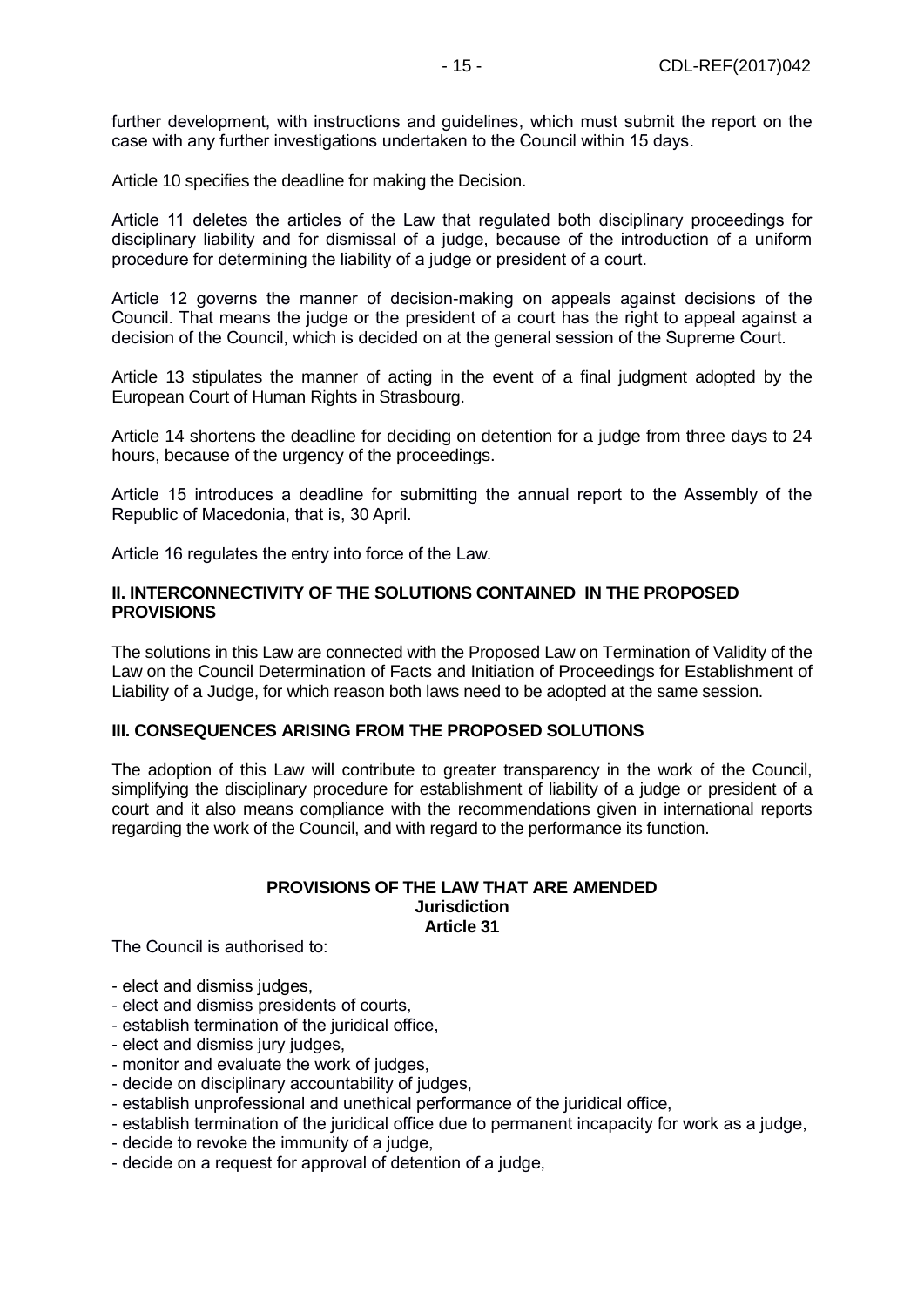further development, with instructions and guidelines, which must submit the report on the case with any further investigations undertaken to the Council within 15 days.

Article 10 specifies the deadline for making the Decision.

Article 11 deletes the articles of the Law that regulated both disciplinary proceedings for disciplinary liability and for dismissal of a judge, because of the introduction of a uniform procedure for determining the liability of a judge or president of a court.

Article 12 governs the manner of decision-making on appeals against decisions of the Council. That means the judge or the president of a court has the right to appeal against a decision of the Council, which is decided on at the general session of the Supreme Court.

Article 13 stipulates the manner of acting in the event of a final judgment adopted by the European Court of Human Rights in Strasbourg.

Article 14 shortens the deadline for deciding on detention for a judge from three days to 24 hours, because of the urgency of the proceedings.

Article 15 introduces a deadline for submitting the annual report to the Assembly of the Republic of Macedonia, that is, 30 April.

Article 16 regulates the entry into force of the Law.

## II. INTERCONNECTIVITY OF THE SOLUTIONS CONTAINED IN THE PROPOSED PROVISIONS

The solutions in this Law are connected with the Proposed Law on Termination of Validity of the Law on the Council Determination of Facts and Initiation of Proceedings for Establishment of Liability of a Judge, for which reason both laws need to be adopted at the same session.

## III. CONSEQUENCES ARISING FROM THE PROPOSED SOLUTIONS

The adoption of this Law will contribute to greater transparency in the work of the Council, simplifying the disciplinary procedure for establishment of liability of a judge or president of a court and it also means compliance with the recommendations given in international reports regarding the work of the Council, and with regard to the performance its function.

## PROVISIONS OF THE LAW THAT ARE AMENDED

### Jurisdiction

### Article 31

The Council is authorised to:

- elect and dismiss judges,
- elect and dismiss presidents of courts,
- establish termination of the juridical office,
- elect and dismiss jury judges,
- monitor and evaluate the work of judges,
- decide on disciplinary accountability of judges,
- establish unprofessional and unethical performance of the juridical office,
- establish termination of the juridical office due to permanent incapacity for work as a judge,
- decide to revoke the immunity of a judge,
- decide on a request for approval of detention of a judge,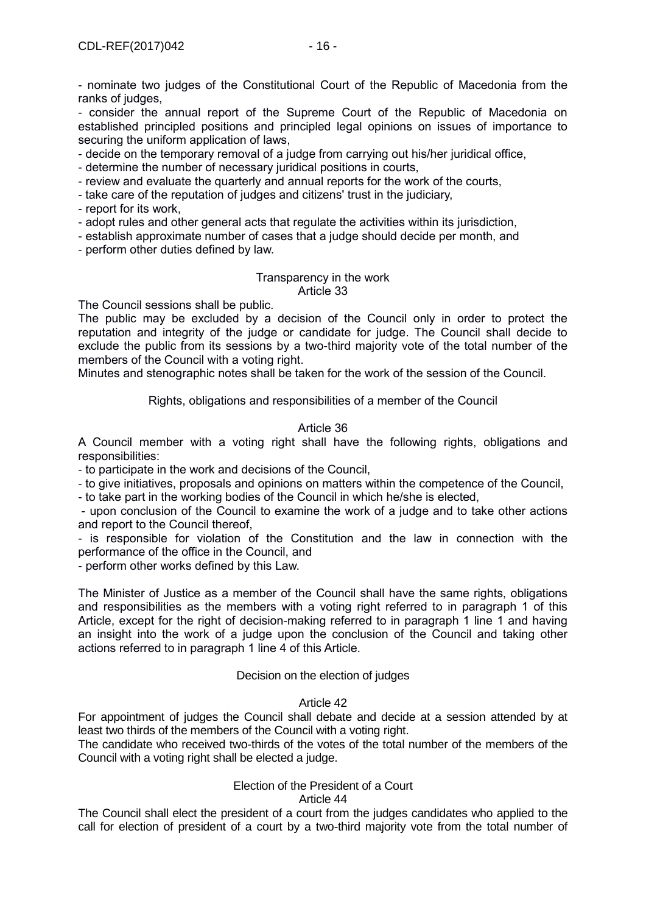- nominate two judges of the Constitutional Court of the Republic of Macedonia from the ranks of judges,
- consider the annual report of the Supreme Court of the Republic of Macedonia on established principled positions and principled legal opinions on issues of importance to securing the uniform application of laws,
- decide on the temporary removal of a judge from carrying out his/her juridical office,
- determine the number of necessary juridical positions in courts,
- review and evaluate the quarterly and annual reports for the work of the courts,
- take care of the reputation of judges and citizens' trust in the judiciary,
- report for its work,
- adopt rules and other general acts that regulate the activities within its jurisdiction,
- establish approximate number of cases that a judge should decide per month, and
- perform other duties defined by law.

Transparency in the work

Article 33

The Council sessions shall be public.

The public may be excluded by a decision of the Council only in order to protect the reputation and integrity of the judge or candidate for judge. The Council shall decide to exclude the public from its sessions by a two-third majority vote of the total number of the members of the Council with a voting right.

Minutes and stenographic notes shall be taken for the work of the session of the Council.

Rights, obligations and responsibilities of a member of the Council

Article 36

A Council member with a voting right shall have the following rights, obligations and responsibilities:

- to participate in the work and decisions of the Council,
- to give initiatives, proposals and opinions on matters within the competence of the Council,
- to take part in the working bodies of the Council in which he/she is elected,
- upon conclusion of the Council to examine the work of a judge and to take other actions and report to the Council thereof,
- is responsible for violation of the Constitution and the law in connection with the performance of the office in the Council, and
- perform other works defined by this Law.

The Minister of Justice as a member of the Council shall have the same rights, obligations and responsibilities as the members with a voting right referred to in paragraph 1 of this Article, except for the right of decision-making referred to in paragraph 1 line 1 and having an insight into the work of a judge upon the conclusion of the Council and taking other actions referred to in paragraph 1 line 4 of this Article.

Decision on the election of judges

Article 42

For appointment of judges the Council shall debate and decide at a session attended by at least two thirds of the members of the Council with a voting right.

The candidate who received two-thirds of the votes of the total number of the members of the Council with a voting right shall be elected a judge.

Election of the President of a Court

Article 44

The Council shall elect the president of a court from the judges candidates who applied to the call for election of president of a court by a two-third majority vote from the total number of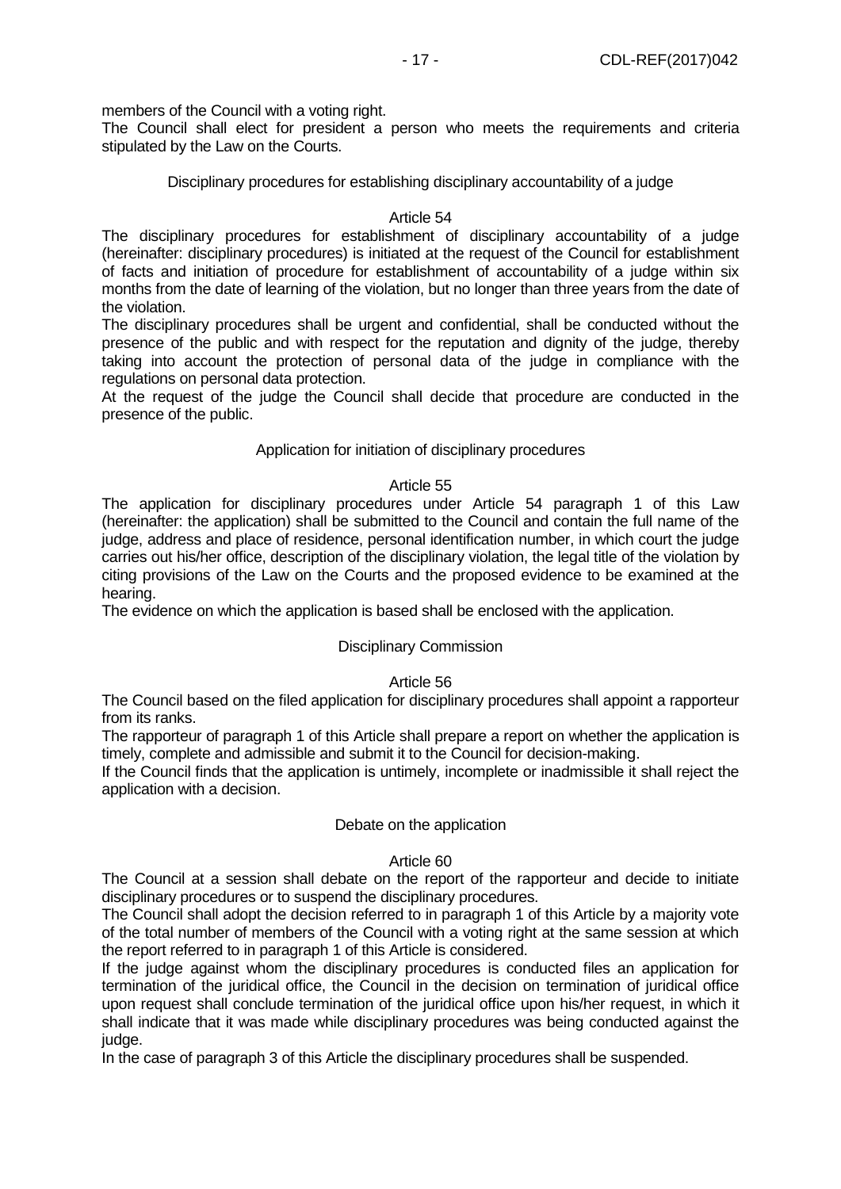members of the Council with a voting right.

The Council shall elect for president a person who meets the requirements and criteria stipulated by the Law on the Courts.

Disciplinary procedures for establishing disciplinary accountability of a judge

Article 54

The disciplinary procedures for establishment of disciplinary accountability of a judge (hereinafter: disciplinary procedures) is initiated at the request of the Council for establishment of facts and initiation of procedure for establishment of accountability of a judge within six months from the date of learning of the violation, but no longer than three years from the date of the violation.

The disciplinary procedures shall be urgent and confidential, shall be conducted without the presence of the public and with respect for the reputation and dignity of the judge, thereby taking into account the protection of personal data of the judge in compliance with the regulations on personal data protection.

At the request of the judge the Council shall decide that procedure are conducted in the presence of the public.

Application for initiation of disciplinary procedures

Article 55

The application for disciplinary procedures under Article 54 paragraph 1 of this Law (hereinafter: the application) shall be submitted to the Council and contain the full name of the judge, address and place of residence, personal identification number, in which court the judge carries out his/her office, description of the disciplinary violation, the legal title of the violation by citing provisions of the Law on the Courts and the proposed evidence to be examined at the hearing.

The evidence on which the application is based shall be enclosed with the application.

Disciplinary Commission

Article 56

The Council based on the filed application for disciplinary procedures shall appoint a rapporteur from its ranks.

The rapporteur of paragraph 1 of this Article shall prepare a report on whether the application is timely, complete and admissible and submit it to the Council for decision-making.

If the Council finds that the application is untimely, incomplete or inadmissible it shall reject the application with a decision.

Debate on the application

Article 60

The Council at a session shall debate on the report of the rapporteur and decide to initiate disciplinary procedures or to suspend the disciplinary procedures.

The Council shall adopt the decision referred to in paragraph 1 of this Article by a majority vote of the total number of members of the Council with a voting right at the same session at which the report referred to in paragraph 1 of this Article is considered.

If the judge against whom the disciplinary procedures is conducted files an application for termination of the juridical office, the Council in the decision on termination of juridical office upon request shall conclude termination of the juridical office upon his/her request, in which it shall indicate that it was made while disciplinary procedures was being conducted against the judge.

In the case of paragraph 3 of this Article the disciplinary procedures shall be suspended.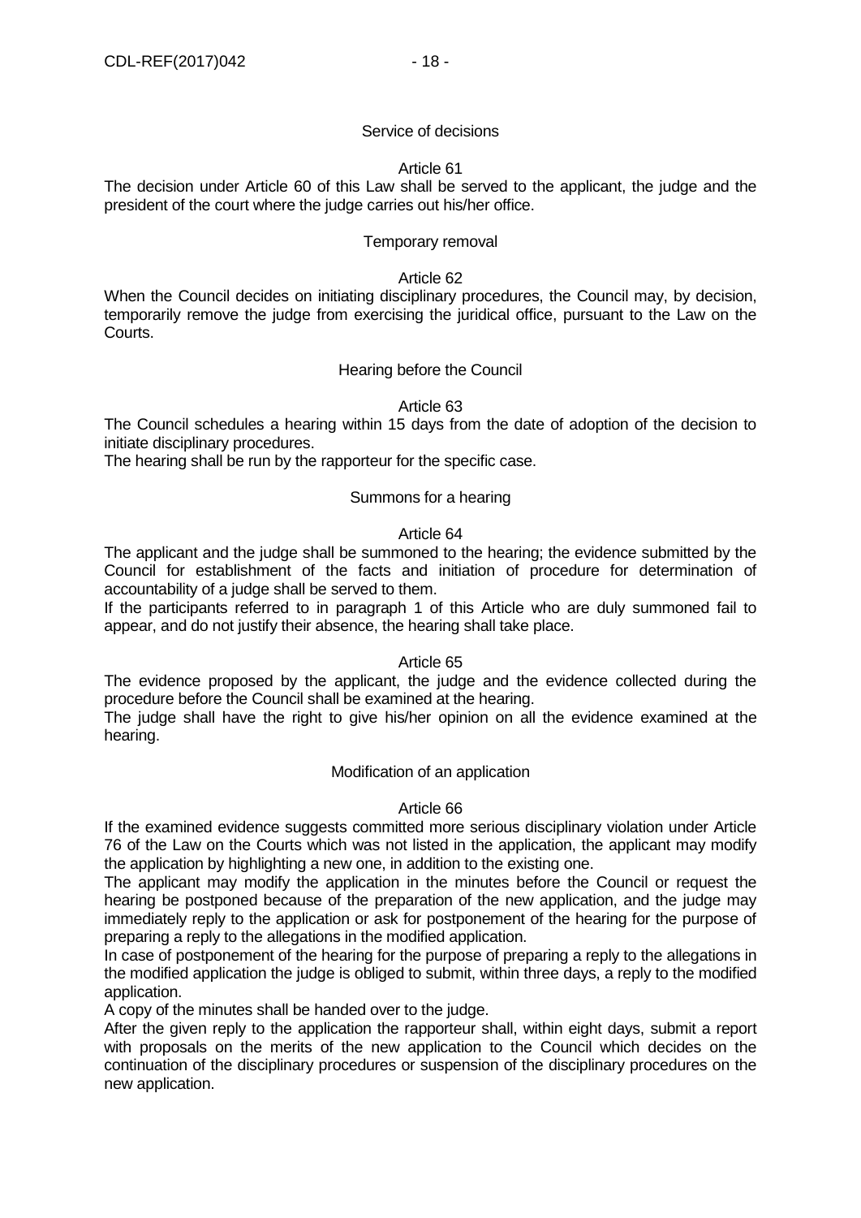### Service of decisions

#### Article 61

The decision under Article 60 of this Law shall be served to the applicant, the judge and the president of the court where the judge carries out his/her office.

### Temporary removal

#### Article 62

When the Council decides on initiating disciplinary procedures, the Council may, by decision, temporarily remove the judge from exercising the juridical office, pursuant to the Law on the Courts.

### Hearing before the Council

#### Article 63

The Council schedules a hearing within 15 days from the date of adoption of the decision to initiate disciplinary procedures.

The hearing shall be run by the rapporteur for the specific case.

### Summons for a hearing

#### Article 64

The applicant and the judge shall be summoned to the hearing; the evidence submitted by the Council for establishment of the facts and initiation of procedure for determination of accountability of a judge shall be served to them.

If the participants referred to in paragraph 1 of this Article who are duly summoned fail to appear, and do not justify their absence, the hearing shall take place.

#### Article 65

The evidence proposed by the applicant, the judge and the evidence collected during the procedure before the Council shall be examined at the hearing.

The judge shall have the right to give his/her opinion on all the evidence examined at the hearing.

### Modification of an application

#### Article 66

If the examined evidence suggests committed more serious disciplinary violation under Article 76 of the Law on the Courts which was not listed in the application, the applicant may modify the application by highlighting a new one, in addition to the existing one.

The applicant may modify the application in the minutes before the Council or request the hearing be postponed because of the preparation of the new application, and the judge may immediately reply to the application or ask for postponement of the hearing for the purpose of preparing a reply to the allegations in the modified application.

In case of postponement of the hearing for the purpose of preparing a reply to the allegations in the modified application the judge is obliged to submit, within three days, a reply to the modified application.

A copy of the minutes shall be handed over to the judge.

After the given reply to the application the rapporteur shall, within eight days, submit a report with proposals on the merits of the new application to the Council which decides on the continuation of the disciplinary procedures or suspension of the disciplinary procedures on the new application.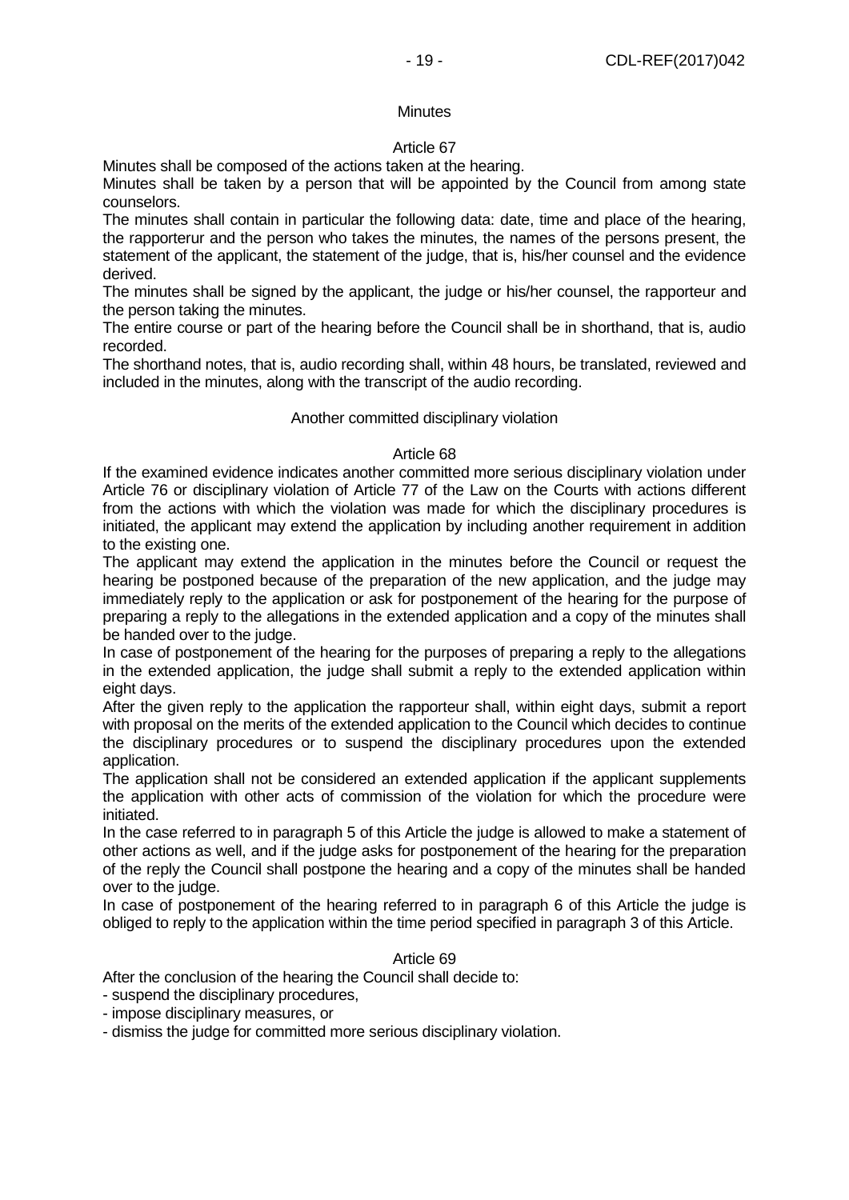Minutes

Article 67

Minutes shall be composed of the actions taken at the hearing.

Minutes shall be taken by a person that will be appointed by the Council from among state counselors.

The minutes shall contain in particular the following data: date, time and place of the hearing, the rapporterur and the person who takes the minutes, the names of the persons present, the statement of the applicant, the statement of the judge, that is, his/her counsel and the evidence derived.

The minutes shall be signed by the applicant, the judge or his/her counsel, the rapporteur and the person taking the minutes.

The entire course or part of the hearing before the Council shall be in shorthand, that is, audio recorded.

The shorthand notes, that is, audio recording shall, within 48 hours, be translated, reviewed and included in the minutes, along with the transcript of the audio recording.

Another committed disciplinary violation

Article 68

If the examined evidence indicates another committed more serious disciplinary violation under Article 76 or disciplinary violation of Article 77 of the Law on the Courts with actions different from the actions with which the violation was made for which the disciplinary procedures is initiated, the applicant may extend the application by including another requirement in addition to the existing one.

The applicant may extend the application in the minutes before the Council or request the hearing be postponed because of the preparation of the new application, and the judge may immediately reply to the application or ask for postponement of the hearing for the purpose of preparing a reply to the allegations in the extended application and a copy of the minutes shall be handed over to the judge.

In case of postponement of the hearing for the purposes of preparing a reply to the allegations in the extended application, the judge shall submit a reply to the extended application within eight days.

After the given reply to the application the rapporteur shall, within eight days, submit a report with proposal on the merits of the extended application to the Council which decides to continue the disciplinary procedures or to suspend the disciplinary procedures upon the extended application.

The application shall not be considered an extended application if the applicant supplements the application with other acts of commission of the violation for which the procedure were initiated.

In the case referred to in paragraph 5 of this Article the judge is allowed to make a statement of other actions as well, and if the judge asks for postponement of the hearing for the preparation of the reply the Council shall postpone the hearing and a copy of the minutes shall be handed over to the judge.

In case of postponement of the hearing referred to in paragraph 6 of this Article the judge is obliged to reply to the application within the time period specified in paragraph 3 of this Article.

Article 69

After the conclusion of the hearing the Council shall decide to:

- suspend the disciplinary procedures,
- impose disciplinary measures, or
- dismiss the judge for committed more serious disciplinary violation.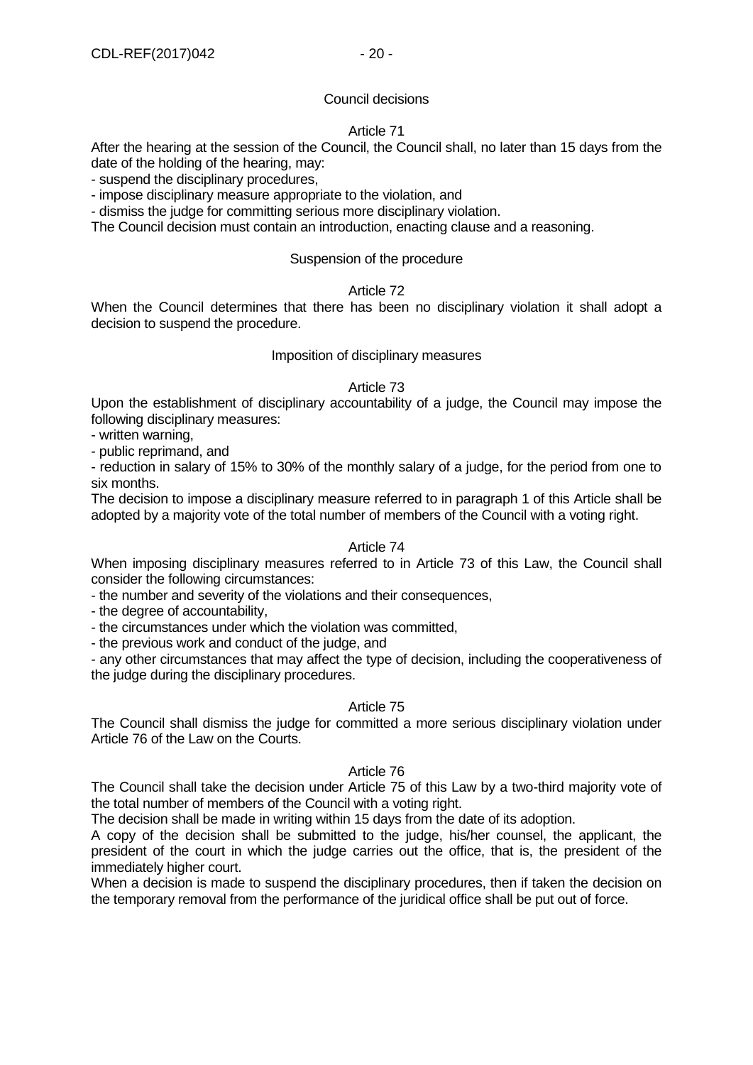### Council decisions

#### Article 71

After the hearing at the session of the Council, the Council shall, no later than 15 days from the date of the holding of the hearing, may:

- suspend the disciplinary procedures,
- impose disciplinary measure appropriate to the violation, and
- dismiss the judge for committing serious more disciplinary violation.

The Council decision must contain an introduction, enacting clause and a reasoning.

### Suspension of the procedure

#### Article 72

When the Council determines that there has been no disciplinary violation it shall adopt a decision to suspend the procedure.

### Imposition of disciplinary measures

#### Article 73

Upon the establishment of disciplinary accountability of a judge, the Council may impose the following disciplinary measures:

- written warning,
- public reprimand, and
- reduction in salary of 15% to 30% of the monthly salary of a judge, for the period from one to six months.

The decision to impose a disciplinary measure referred to in paragraph 1 of this Article shall be adopted by a majority vote of the total number of members of the Council with a voting right.

#### Article 74

When imposing disciplinary measures referred to in Article 73 of this Law, the Council shall consider the following circumstances:

- the number and severity of the violations and their consequences,
- the degree of accountability,
- the circumstances under which the violation was committed,
- the previous work and conduct of the judge, and
- any other circumstances that may affect the type of decision, including the cooperativeness of the judge during the disciplinary procedures.

#### Article 75

The Council shall dismiss the judge for committed a more serious disciplinary violation under Article 76 of the Law on the Courts.

#### Article 76

The Council shall take the decision under Article 75 of this Law by a two-third majority vote of the total number of members of the Council with a voting right.

The decision shall be made in writing within 15 days from the date of its adoption.

A copy of the decision shall be submitted to the judge, his/her counsel, the applicant, the president of the court in which the judge carries out the office, that is, the president of the immediately higher court.

When a decision is made to suspend the disciplinary procedures, then if taken the decision on the temporary removal from the performance of the juridical office shall be put out of force.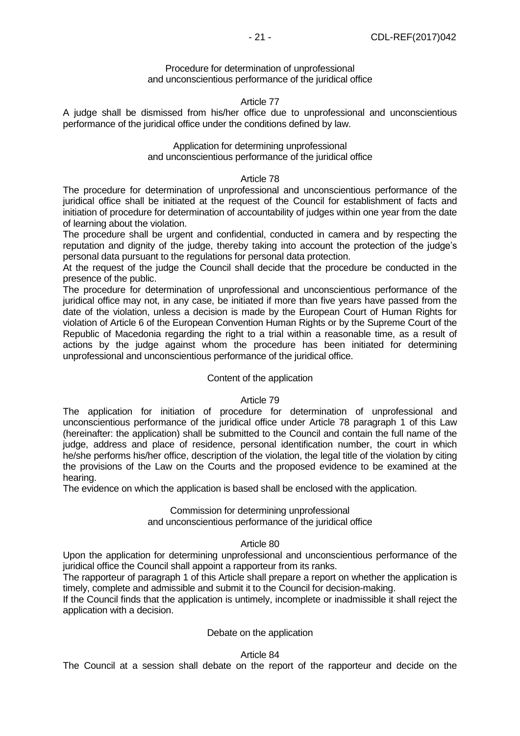### Procedure for determination of unprofessional and unconscientious performance of the juridical office

#### Article 77

A judge shall be dismissed from his/her office due to unprofessional and unconscientious performance of the juridical office under the conditions defined by law.

### Application for determining unprofessional and unconscientious performance of the juridical office

#### Article 78

The procedure for determination of unprofessional and unconscientious performance of the juridical office shall be initiated at the request of the Council for establishment of facts and initiation of procedure for determination of accountability of judges within one year from the date of learning about the violation.

The procedure shall be urgent and confidential, conducted in camera and by respecting the reputation and dignity of the judge, thereby taking into account the protection of the judge's personal data pursuant to the regulations for personal data protection.

At the request of the judge the Council shall decide that the procedure be conducted in the presence of the public.

The procedure for determination of unprofessional and unconscientious performance of the juridical office may not, in any case, be initiated if more than five years have passed from the date of the violation, unless a decision is made by the European Court of Human Rights for violation of Article 6 of the European Convention Human Rights or by the Supreme Court of the Republic of Macedonia regarding the right to a trial within a reasonable time, as a result of actions by the judge against whom the procedure has been initiated for determining unprofessional and unconscientious performance of the juridical office.

### Content of the application

#### Article 79

The application for initiation of procedure for determination of unprofessional and unconscientious performance of the juridical office under Article 78 paragraph 1 of this Law (hereinafter: the application) shall be submitted to the Council and contain the full name of the judge, address and place of residence, personal identification number, the court in which he/she performs his/her office, description of the violation, the legal title of the violation by citing the provisions of the Law on the Courts and the proposed evidence to be examined at the hearing.

The evidence on which the application is based shall be enclosed with the application.

### Commission for determining unprofessional and unconscientious performance of the juridical office

#### Article 80

Upon the application for determining unprofessional and unconscientious performance of the juridical office the Council shall appoint a rapporteur from its ranks.

The rapporteur of paragraph 1 of this Article shall prepare a report on whether the application is timely, complete and admissible and submit it to the Council for decision-making.

If the Council finds that the application is untimely, incomplete or inadmissible it shall reject the application with a decision.

### Debate on the application

#### Article 84

The Council at a session shall debate on the report of the rapporteur and decide on the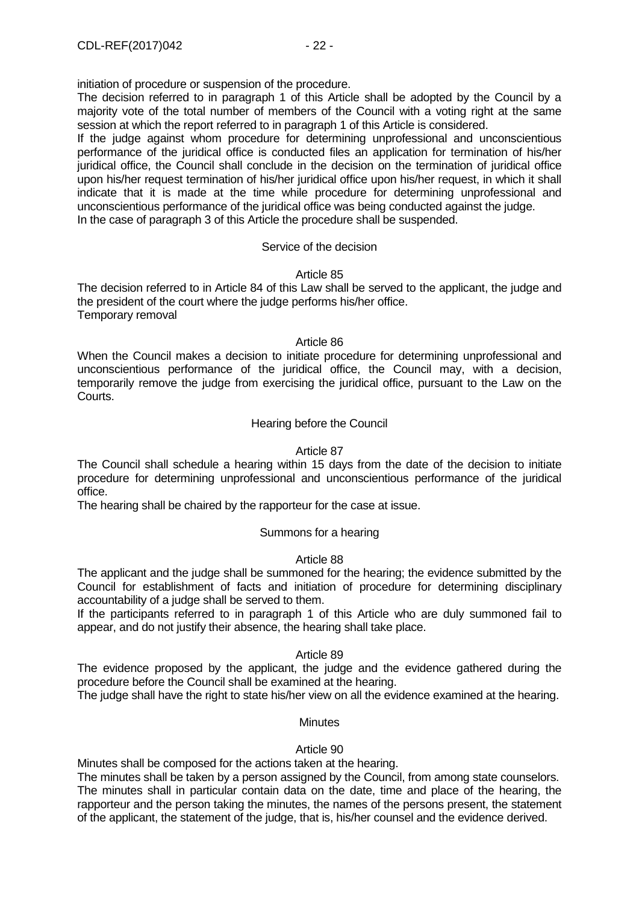initiation of procedure or suspension of the procedure.

The decision referred to in paragraph 1 of this Article shall be adopted by the Council by a majority vote of the total number of members of the Council with a voting right at the same session at which the report referred to in paragraph 1 of this Article is considered.

If the judge against whom procedure for determining unprofessional and unconscientious performance of the juridical office is conducted files an application for termination of his/her juridical office, the Council shall conclude in the decision on the termination of juridical office upon his/her request termination of his/her juridical office upon his/her request, in which it shall indicate that it is made at the time while procedure for determining unprofessional and unconscientious performance of the juridical office was being conducted against the judge.

In the case of paragraph 3 of this Article the procedure shall be suspended.

Service of the decision

Article 85

The decision referred to in Article 84 of this Law shall be served to the applicant, the judge and the president of the court where the judge performs his/her office.

Temporary removal

Article 86

When the Council makes a decision to initiate procedure for determining unprofessional and unconscientious performance of the juridical office, the Council may, with a decision, temporarily remove the judge from exercising the juridical office, pursuant to the Law on the Courts.

Hearing before the Council

Article 87

The Council shall schedule a hearing within 15 days from the date of the decision to initiate procedure for determining unprofessional and unconscientious performance of the juridical office.

The hearing shall be chaired by the rapporteur for the case at issue.

Summons for a hearing

Article 88

The applicant and the judge shall be summoned for the hearing; the evidence submitted by the Council for establishment of facts and initiation of procedure for determining disciplinary accountability of a judge shall be served to them.

If the participants referred to in paragraph 1 of this Article who are duly summoned fail to appear, and do not justify their absence, the hearing shall take place.

Article 89

The evidence proposed by the applicant, the judge and the evidence gathered during the procedure before the Council shall be examined at the hearing.

The judge shall have the right to state his/her view on all the evidence examined at the hearing.

Minutes

Article 90

Minutes shall be composed for the actions taken at the hearing.

The minutes shall be taken by a person assigned by the Council, from among state counselors.

The minutes shall in particular contain data on the date, time and place of the hearing, the rapporteur and the person taking the minutes, the names of the persons present, the statement of the applicant, the statement of the judge, that is, his/her counsel and the evidence derived.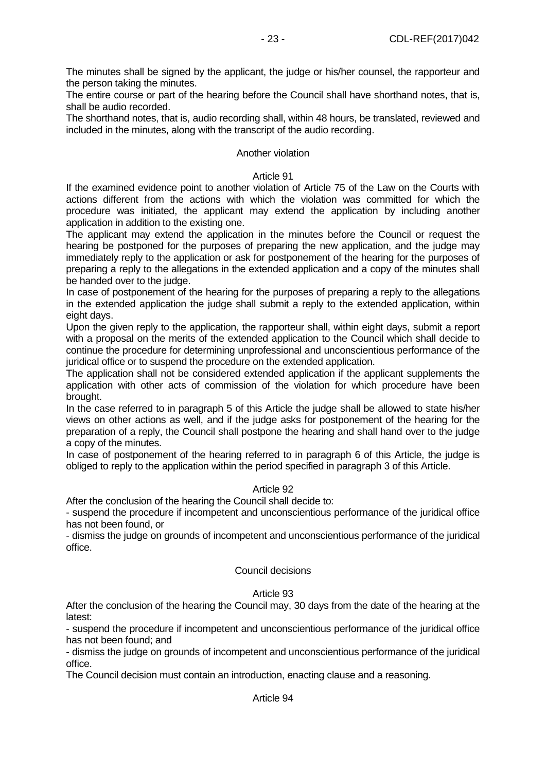The minutes shall be signed by the applicant, the judge or his/her counsel, the rapporteur and the person taking the minutes.

The entire course or part of the hearing before the Council shall have shorthand notes, that is, shall be audio recorded.

The shorthand notes, that is, audio recording shall, within 48 hours, be translated, reviewed and included in the minutes, along with the transcript of the audio recording.

### Another violation

### Article 91

If the examined evidence point to another violation of Article 75 of the Law on the Courts with actions different from the actions with which the violation was committed for which the procedure was initiated, the applicant may extend the application by including another application in addition to the existing one.

The applicant may extend the application in the minutes before the Council or request the hearing be postponed for the purposes of preparing the new application, and the judge may immediately reply to the application or ask for postponement of the hearing for the purposes of preparing a reply to the allegations in the extended application and a copy of the minutes shall be handed over to the judge.

In case of postponement of the hearing for the purposes of preparing a reply to the allegations in the extended application the judge shall submit a reply to the extended application, within eight days.

Upon the given reply to the application, the rapporteur shall, within eight days, submit a report with a proposal on the merits of the extended application to the Council which shall decide to continue the procedure for determining unprofessional and unconscientious performance of the juridical office or to suspend the procedure on the extended application.

The application shall not be considered extended application if the applicant supplements the application with other acts of commission of the violation for which procedure have been brought.

In the case referred to in paragraph 5 of this Article the judge shall be allowed to state his/her views on other actions as well, and if the judge asks for postponement of the hearing for the preparation of a reply, the Council shall postpone the hearing and shall hand over to the judge a copy of the minutes.

In case of postponement of the hearing referred to in paragraph 6 of this Article, the judge is obliged to reply to the application within the period specified in paragraph 3 of this Article.

### Article 92

After the conclusion of the hearing the Council shall decide to:

- suspend the procedure if incompetent and unconscientious performance of the juridical office has not been found, or
- dismiss the judge on grounds of incompetent and unconscientious performance of the juridical office.

### Council decisions

### Article 93

After the conclusion of the hearing the Council may, 30 days from the date of the hearing at the latest:

- suspend the procedure if incompetent and unconscientious performance of the juridical office has not been found; and
- dismiss the judge on grounds of incompetent and unconscientious performance of the juridical office.

The Council decision must contain an introduction, enacting clause and a reasoning.

### Article 94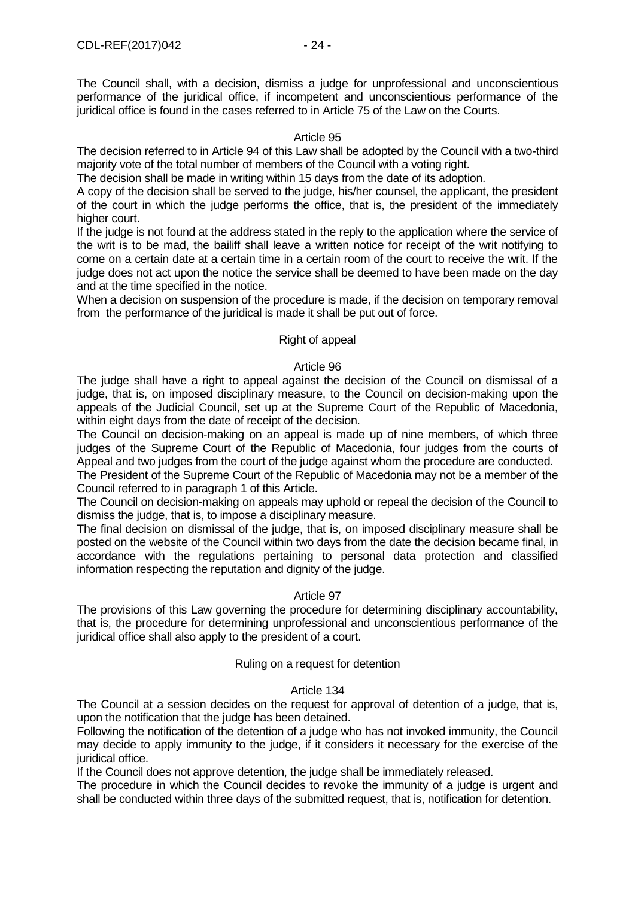The Council shall, with a decision, dismiss a judge for unprofessional and unconscientious performance of the juridical office, if incompetent and unconscientious performance of the juridical office is found in the cases referred to in Article 75 of the Law on the Courts.

Article 95

The decision referred to in Article 94 of this Law shall be adopted by the Council with a two-third majority vote of the total number of members of the Council with a voting right.

The decision shall be made in writing within 15 days from the date of its adoption.

A copy of the decision shall be served to the judge, his/her counsel, the applicant, the president of the court in which the judge performs the office, that is, the president of the immediately higher court.

If the judge is not found at the address stated in the reply to the application where the service of the writ is to be mad, the bailiff shall leave a written notice for receipt of the writ notifying to come on a certain date at a certain time in a certain room of the court to receive the writ. If the judge does not act upon the notice the service shall be deemed to have been made on the day and at the time specified in the notice.

When a decision on suspension of the procedure is made, if the decision on temporary removal from the performance of the juridical is made it shall be put out of force.

Right of appeal

Article 96

The judge shall have a right to appeal against the decision of the Council on dismissal of a judge, that is, on imposed disciplinary measure, to the Council on decision-making upon the appeals of the Judicial Council, set up at the Supreme Court of the Republic of Macedonia, within eight days from the date of receipt of the decision.

The Council on decision-making on an appeal is made up of nine members, of which three judges of the Supreme Court of the Republic of Macedonia, four judges from the courts of Appeal and two judges from the court of the judge against whom the procedure are conducted.

The President of the Supreme Court of the Republic of Macedonia may not be a member of the Council referred to in paragraph 1 of this Article.

The Council on decision-making on appeals may uphold or repeal the decision of the Council to dismiss the judge, that is, to impose a disciplinary measure.

The final decision on dismissal of the judge, that is, on imposed disciplinary measure shall be posted on the website of the Council within two days from the date the decision became final, in accordance with the regulations pertaining to personal data protection and classified information respecting the reputation and dignity of the judge.

Article 97

The provisions of this Law governing the procedure for determining disciplinary accountability, that is, the procedure for determining unprofessional and unconscientious performance of the juridical office shall also apply to the president of a court.

Ruling on a request for detention

Article 134

The Council at a session decides on the request for approval of detention of a judge, that is, upon the notification that the judge has been detained.

Following the notification of the detention of a judge who has not invoked immunity, the Council may decide to apply immunity to the judge, if it considers it necessary for the exercise of the juridical office.

If the Council does not approve detention, the judge shall be immediately released.

The procedure in which the Council decides to revoke the immunity of a judge is urgent and shall be conducted within three days of the submitted request, that is, notification for detention.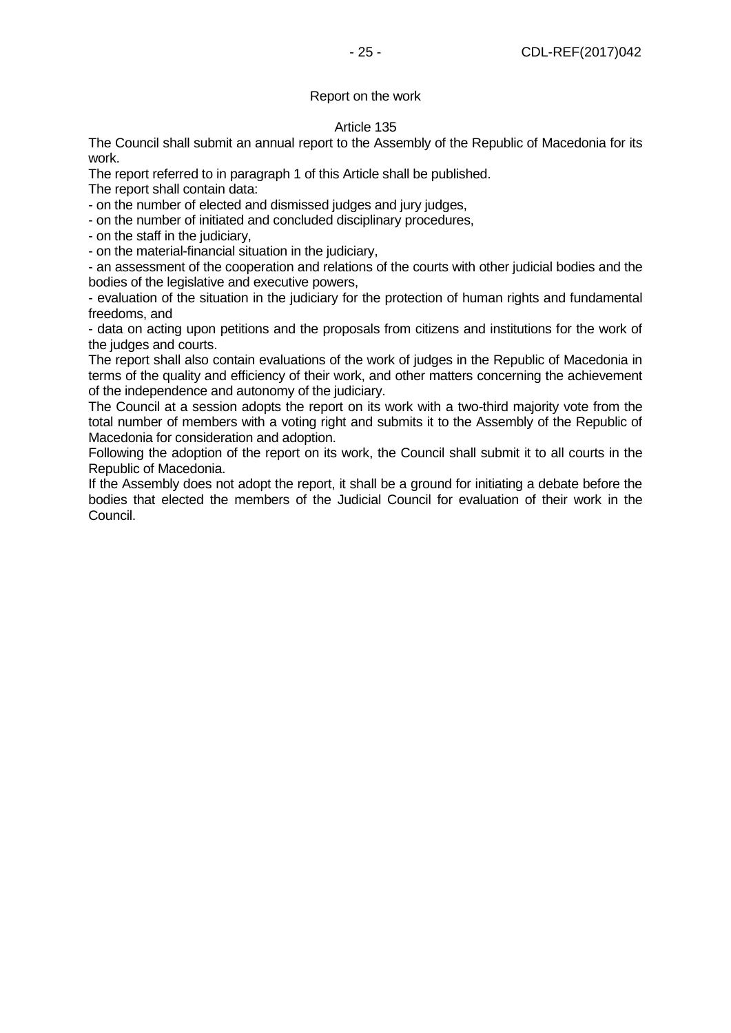### Report on the work

#### Article 135

The Council shall submit an annual report to the Assembly of the Republic of Macedonia for its work.

The report referred to in paragraph 1 of this Article shall be published.

The report shall contain data:

- on the number of elected and dismissed judges and jury judges,
- on the number of initiated and concluded disciplinary procedures,
- on the staff in the judiciary,
- on the material-financial situation in the judiciary,
- an assessment of the cooperation and relations of the courts with other judicial bodies and the bodies of the legislative and executive powers,
- evaluation of the situation in the judiciary for the protection of human rights and fundamental freedoms, and
- data on acting upon petitions and the proposals from citizens and institutions for the work of the judges and courts.

The report shall also contain evaluations of the work of judges in the Republic of Macedonia in terms of the quality and efficiency of their work, and other matters concerning the achievement of the independence and autonomy of the judiciary.

The Council at a session adopts the report on its work with a two-third majority vote from the total number of members with a voting right and submits it to the Assembly of the Republic of Macedonia for consideration and adoption.

Following the adoption of the report on its work, the Council shall submit it to all courts in the Republic of Macedonia.

If the Assembly does not adopt the report, it shall be a ground for initiating a debate before the bodies that elected the members of the Judicial Council for evaluation of their work in the Council.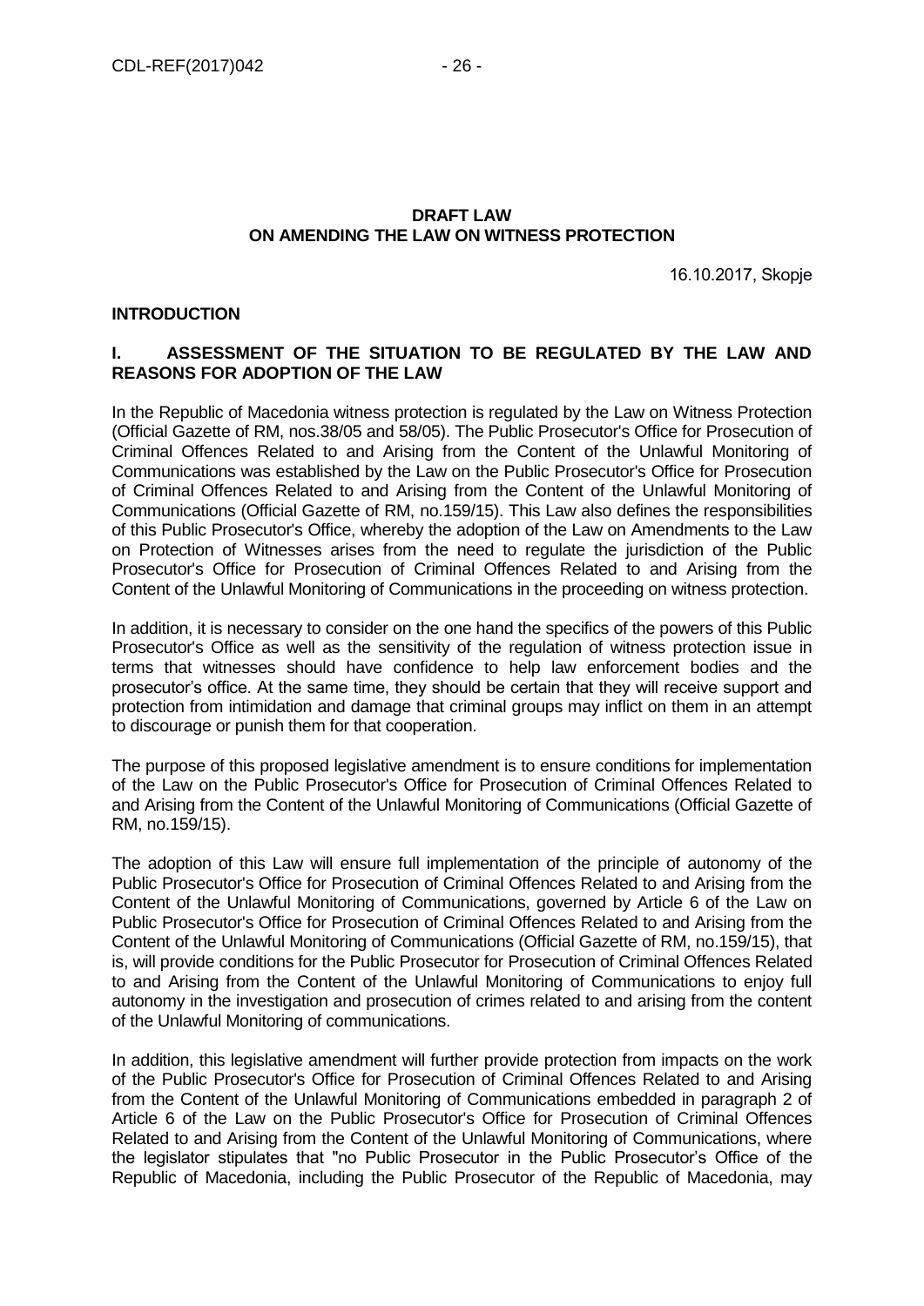**DRAFT LAW**
**ON AMENDING THE LAW ON WITNESS PROTECTION**

16.10.2017, Skopje

**INTRODUCTION**

**I. ASSESSMENT OF THE SITUATION TO BE REGULATED BY THE LAW AND REASONS FOR ADOPTION OF THE LAW**

In the Republic of Macedonia witness protection is regulated by the Law on Witness Protection (Official Gazette of RM, nos.38/05 and 58/05). The Public Prosecutor's Office for Prosecution of Criminal Offences Related to and Arising from the Content of the Unlawful Monitoring of Communications was established by the Law on the Public Prosecutor's Office for Prosecution of Criminal Offences Related to and Arising from the Content of the Unlawful Monitoring of Communications (Official Gazette of RM, no.159/15). This Law also defines the responsibilities of this Public Prosecutor's Office, whereby the adoption of the Law on Amendments to the Law on Protection of Witnesses arises from the need to regulate the jurisdiction of the Public Prosecutor's Office for Prosecution of Criminal Offences Related to and Arising from the Content of the Unlawful Monitoring of Communications in the proceeding on witness protection.

In addition, it is necessary to consider on the one hand the specifics of the powers of this Public Prosecutor's Office as well as the sensitivity of the regulation of witness protection issue in terms that witnesses should have confidence to help law enforcement bodies and the prosecutor's office. At the same time, they should be certain that they will receive support and protection from intimidation and damage that criminal groups may inflict on them in an attempt to discourage or punish them for that cooperation.

The purpose of this proposed legislative amendment is to ensure conditions for implementation of the Law on the Public Prosecutor's Office for Prosecution of Criminal Offences Related to and Arising from the Content of the Unlawful Monitoring of Communications (Official Gazette of RM, no.159/15).

The adoption of this Law will ensure full implementation of the principle of autonomy of the Public Prosecutor's Office for Prosecution of Criminal Offences Related to and Arising from the Content of the Unlawful Monitoring of Communications, governed by Article 6 of the Law on Public Prosecutor's Office for Prosecution of Criminal Offences Related to and Arising from the Content of the Unlawful Monitoring of Communications (Official Gazette of RM, no.159/15), that is, will provide conditions for the Public Prosecutor for Prosecution of Criminal Offences Related to and Arising from the Content of the Unlawful Monitoring of Communications to enjoy full autonomy in the investigation and prosecution of crimes related to and arising from the content of the Unlawful Monitoring of communications.

In addition, this legislative amendment will further provide protection from impacts on the work of the Public Prosecutor's Office for Prosecution of Criminal Offences Related to and Arising from the Content of the Unlawful Monitoring of Communications embedded in paragraph 2 of Article 6 of the Law on the Public Prosecutor's Office for Prosecution of Criminal Offences Related to and Arising from the Content of the Unlawful Monitoring of Communications, where the legislator stipulates that "no Public Prosecutor in the Public Prosecutor's Office of the Republic of Macedonia, including the Public Prosecutor of the Republic of Macedonia, may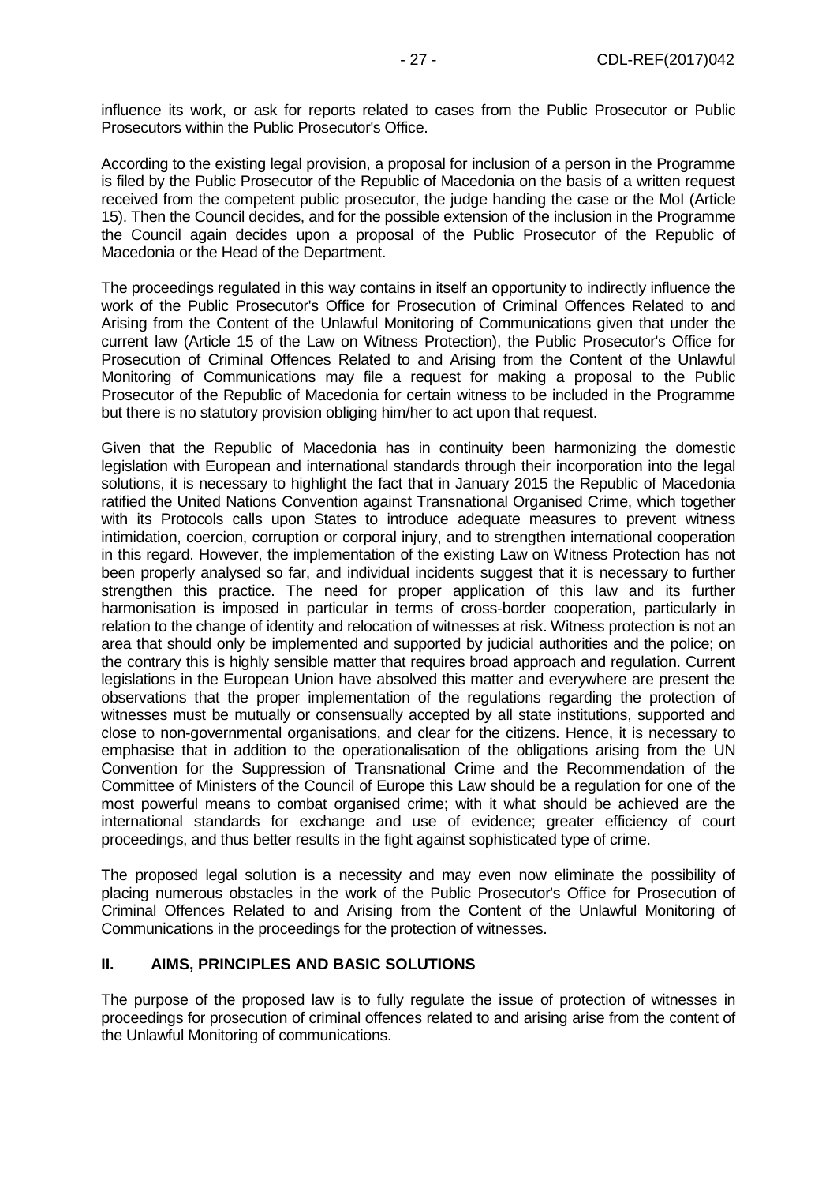influence its work, or ask for reports related to cases from the Public Prosecutor or Public Prosecutors within the Public Prosecutor's Office.

According to the existing legal provision, a proposal for inclusion of a person in the Programme is filed by the Public Prosecutor of the Republic of Macedonia on the basis of a written request received from the competent public prosecutor, the judge handing the case or the MoI (Article 15). Then the Council decides, and for the possible extension of the inclusion in the Programme the Council again decides upon a proposal of the Public Prosecutor of the Republic of Macedonia or the Head of the Department.

The proceedings regulated in this way contains in itself an opportunity to indirectly influence the work of the Public Prosecutor's Office for Prosecution of Criminal Offences Related to and Arising from the Content of the Unlawful Monitoring of Communications given that under the current law (Article 15 of the Law on Witness Protection), the Public Prosecutor's Office for Prosecution of Criminal Offences Related to and Arising from the Content of the Unlawful Monitoring of Communications may file a request for making a proposal to the Public Prosecutor of the Republic of Macedonia for certain witness to be included in the Programme but there is no statutory provision obliging him/her to act upon that request.

Given that the Republic of Macedonia has in continuity been harmonizing the domestic legislation with European and international standards through their incorporation into the legal solutions, it is necessary to highlight the fact that in January 2015 the Republic of Macedonia ratified the United Nations Convention against Transnational Organised Crime, which together with its Protocols calls upon States to introduce adequate measures to prevent witness intimidation, coercion, corruption or corporal injury, and to strengthen international cooperation in this regard. However, the implementation of the existing Law on Witness Protection has not been properly analysed so far, and individual incidents suggest that it is necessary to further strengthen this practice. The need for proper application of this law and its further harmonisation is imposed in particular in terms of cross-border cooperation, particularly in relation to the change of identity and relocation of witnesses at risk. Witness protection is not an area that should only be implemented and supported by judicial authorities and the police; on the contrary this is highly sensible matter that requires broad approach and regulation. Current legislations in the European Union have absolved this matter and everywhere are present the observations that the proper implementation of the regulations regarding the protection of witnesses must be mutually or consensually accepted by all state institutions, supported and close to non-governmental organisations, and clear for the citizens. Hence, it is necessary to emphasise that in addition to the operationalisation of the obligations arising from the UN Convention for the Suppression of Transnational Crime and the Recommendation of the Committee of Ministers of the Council of Europe this Law should be a regulation for one of the most powerful means to combat organised crime; with it what should be achieved are the international standards for exchange and use of evidence; greater efficiency of court proceedings, and thus better results in the fight against sophisticated type of crime.

The proposed legal solution is a necessity and may even now eliminate the possibility of placing numerous obstacles in the work of the Public Prosecutor's Office for Prosecution of Criminal Offences Related to and Arising from the Content of the Unlawful Monitoring of Communications in the proceedings for the protection of witnesses.

## II. AIMS, PRINCIPLES AND BASIC SOLUTIONS

The purpose of the proposed law is to fully regulate the issue of protection of witnesses in proceedings for prosecution of criminal offences related to and arising arise from the content of the Unlawful Monitoring of communications.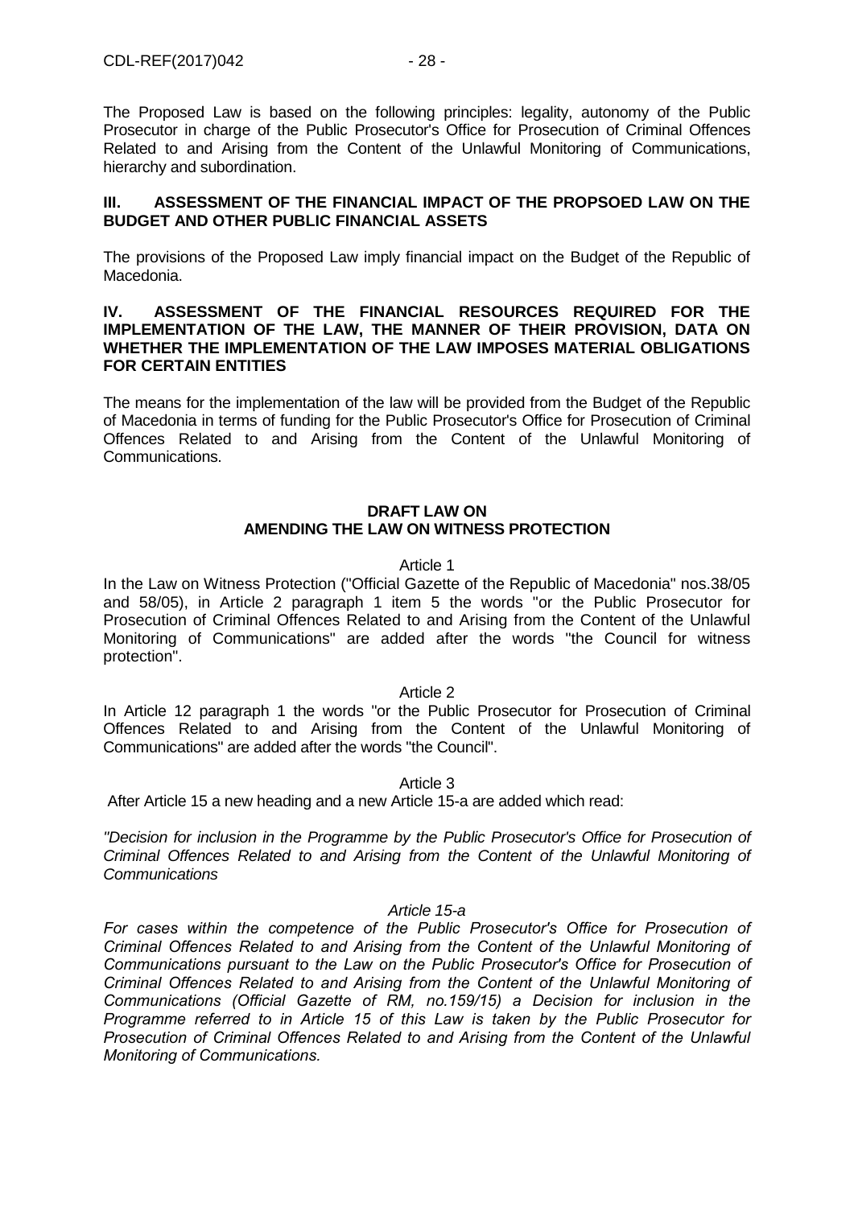The Proposed Law is based on the following principles: legality, autonomy of the Public Prosecutor in charge of the Public Prosecutor's Office for Prosecution of Criminal Offences Related to and Arising from the Content of the Unlawful Monitoring of Communications, hierarchy and subordination.

## III. ASSESSMENT OF THE FINANCIAL IMPACT OF THE PROPSOED LAW ON THE BUDGET AND OTHER PUBLIC FINANCIAL ASSETS

The provisions of the Proposed Law imply financial impact on the Budget of the Republic of Macedonia.

## IV. ASSESSMENT OF THE FINANCIAL RESOURCES REQUIRED FOR THE IMPLEMENTATION OF THE LAW, THE MANNER OF THEIR PROVISION, DATA ON WHETHER THE IMPLEMENTATION OF THE LAW IMPOSES MATERIAL OBLIGATIONS FOR CERTAIN ENTITIES

The means for the implementation of the law will be provided from the Budget of the Republic of Macedonia in terms of funding for the Public Prosecutor's Office for Prosecution of Criminal Offences Related to and Arising from the Content of the Unlawful Monitoring of Communications.

## DRAFT LAW ON AMENDING THE LAW ON WITNESS PROTECTION

Article 1

In the Law on Witness Protection ("Official Gazette of the Republic of Macedonia" nos.38/05 and 58/05), in Article 2 paragraph 1 item 5 the words "or the Public Prosecutor for Prosecution of Criminal Offences Related to and Arising from the Content of the Unlawful Monitoring of Communications" are added after the words "the Council for witness protection".

Article 2

In Article 12 paragraph 1 the words "or the Public Prosecutor for Prosecution of Criminal Offences Related to and Arising from the Content of the Unlawful Monitoring of Communications" are added after the words "the Council".

Article 3

After Article 15 a new heading and a new Article 15-a are added which read:

*"Decision for inclusion in the Programme by the Public Prosecutor's Office for Prosecution of Criminal Offences Related to and Arising from the Content of the Unlawful Monitoring of Communications*

*Article 15-a*

*For cases within the competence of the Public Prosecutor's Office for Prosecution of Criminal Offences Related to and Arising from the Content of the Unlawful Monitoring of Communications pursuant to the Law on the Public Prosecutor's Office for Prosecution of Criminal Offences Related to and Arising from the Content of the Unlawful Monitoring of Communications (Official Gazette of RM, no.159/15) a Decision for inclusion in the Programme referred to in Article 15 of this Law is taken by the Public Prosecutor for Prosecution of Criminal Offences Related to and Arising from the Content of the Unlawful Monitoring of Communications.*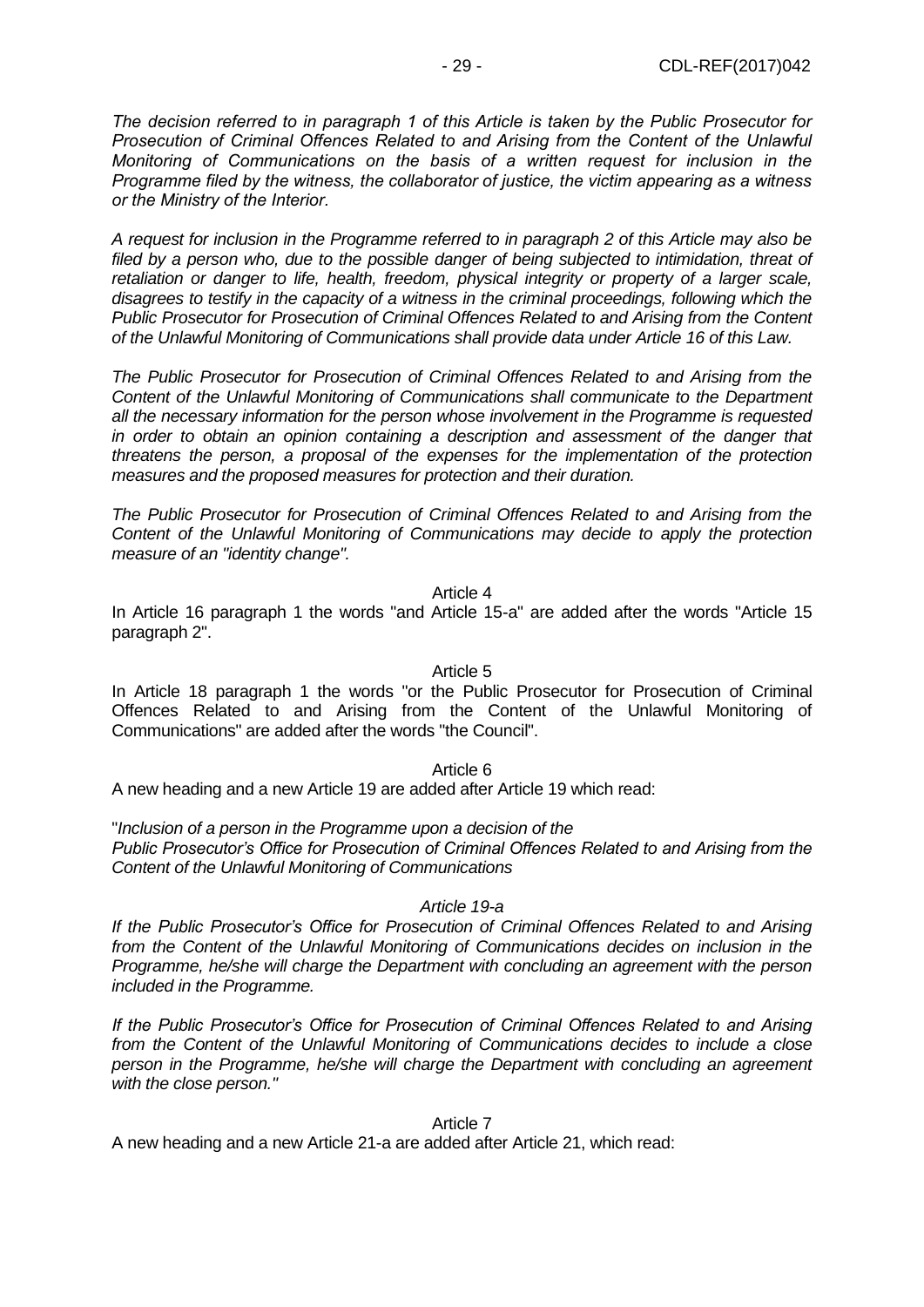*The decision referred to in paragraph 1 of this Article is taken by the Public Prosecutor for Prosecution of Criminal Offences Related to and Arising from the Content of the Unlawful Monitoring of Communications on the basis of a written request for inclusion in the Programme filed by the witness, the collaborator of justice, the victim appearing as a witness or the Ministry of the Interior.*

*A request for inclusion in the Programme referred to in paragraph 2 of this Article may also be filed by a person who, due to the possible danger of being subjected to intimidation, threat of retaliation or danger to life, health, freedom, physical integrity or property of a larger scale, disagrees to testify in the capacity of a witness in the criminal proceedings, following which the Public Prosecutor for Prosecution of Criminal Offences Related to and Arising from the Content of the Unlawful Monitoring of Communications shall provide data under Article 16 of this Law.*

*The Public Prosecutor for Prosecution of Criminal Offences Related to and Arising from the Content of the Unlawful Monitoring of Communications shall communicate to the Department all the necessary information for the person whose involvement in the Programme is requested in order to obtain an opinion containing a description and assessment of the danger that threatens the person, a proposal of the expenses for the implementation of the protection measures and the proposed measures for protection and their duration.*

*The Public Prosecutor for Prosecution of Criminal Offences Related to and Arising from the Content of the Unlawful Monitoring of Communications may decide to apply the protection measure of an "identity change".*

Article 4

In Article 16 paragraph 1 the words "and Article 15-a" are added after the words "Article 15 paragraph 2".

Article 5

In Article 18 paragraph 1 the words "or the Public Prosecutor for Prosecution of Criminal Offences Related to and Arising from the Content of the Unlawful Monitoring of Communications" are added after the words "the Council".

Article 6

A new heading and a new Article 19 are added after Article 19 which read:

"*Inclusion of a person in the Programme upon a decision of the Public Prosecutor's Office for Prosecution of Criminal Offences Related to and Arising from the Content of the Unlawful Monitoring of Communications*

*Article 19-a*

*If the Public Prosecutor's Office for Prosecution of Criminal Offences Related to and Arising from the Content of the Unlawful Monitoring of Communications decides on inclusion in the Programme, he/she will charge the Department with concluding an agreement with the person included in the Programme.*

*If the Public Prosecutor's Office for Prosecution of Criminal Offences Related to and Arising from the Content of the Unlawful Monitoring of Communications decides to include a close person in the Programme, he/she will charge the Department with concluding an agreement with the close person."*

Article 7

A new heading and a new Article 21-a are added after Article 21, which read: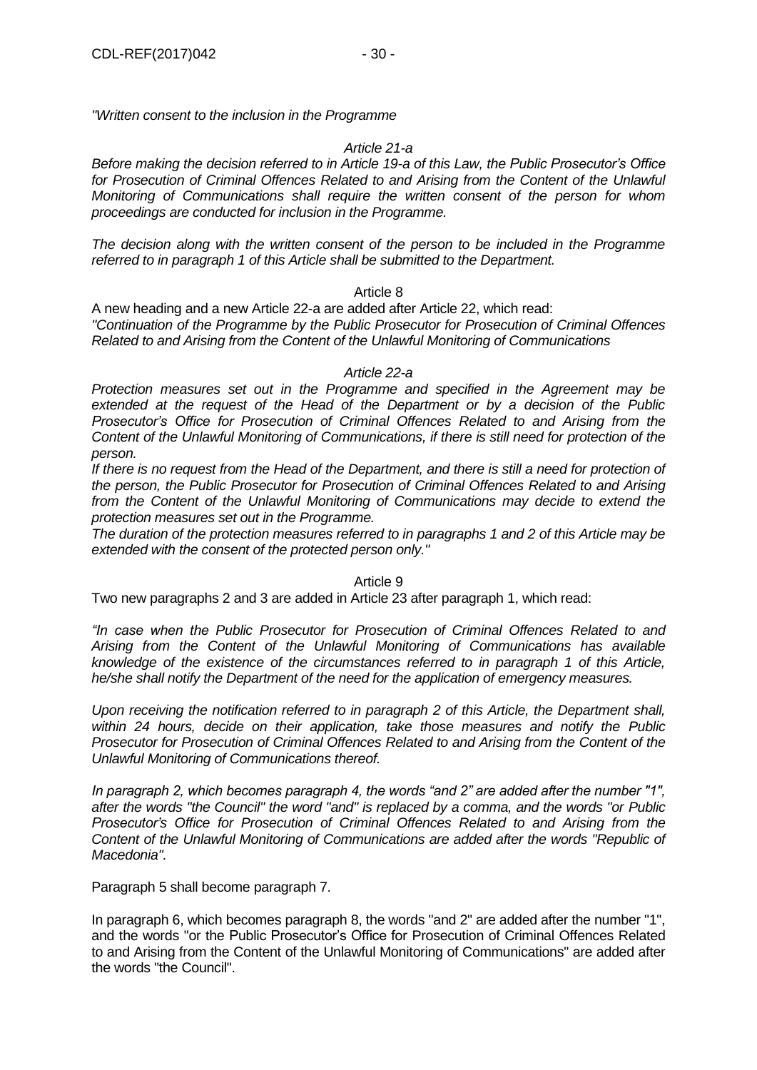*"Written consent to the inclusion in the Programme*

*Article 21-a*

*Before making the decision referred to in Article 19-a of this Law, the Public Prosecutor's Office for Prosecution of Criminal Offences Related to and Arising from the Content of the Unlawful Monitoring of Communications shall require the written consent of the person for whom proceedings are conducted for inclusion in the Programme.*

*The decision along with the written consent of the person to be included in the Programme referred to in paragraph 1 of this Article shall be submitted to the Department.*

Article 8

A new heading and a new Article 22-a are added after Article 22, which read:

*"Continuation of the Programme by the Public Prosecutor for Prosecution of Criminal Offences Related to and Arising from the Content of the Unlawful Monitoring of Communications*

*Article 22-a*

*Protection measures set out in the Programme and specified in the Agreement may be extended at the request of the Head of the Department or by a decision of the Public Prosecutor's Office for Prosecution of Criminal Offences Related to and Arising from the Content of the Unlawful Monitoring of Communications, if there is still need for protection of the person.*

*If there is no request from the Head of the Department, and there is still a need for protection of the person, the Public Prosecutor for Prosecution of Criminal Offences Related to and Arising from the Content of the Unlawful Monitoring of Communications may decide to extend the protection measures set out in the Programme.*

*The duration of the protection measures referred to in paragraphs 1 and 2 of this Article may be extended with the consent of the protected person only."*

Article 9

Two new paragraphs 2 and 3 are added in Article 23 after paragraph 1, which read:

*"In case when the Public Prosecutor for Prosecution of Criminal Offences Related to and Arising from the Content of the Unlawful Monitoring of Communications has available knowledge of the existence of the circumstances referred to in paragraph 1 of this Article, he/she shall notify the Department of the need for the application of emergency measures.*

*Upon receiving the notification referred to in paragraph 2 of this Article, the Department shall, within 24 hours, decide on their application, take those measures and notify the Public Prosecutor for Prosecution of Criminal Offences Related to and Arising from the Content of the Unlawful Monitoring of Communications thereof.*

*In paragraph 2, which becomes paragraph 4, the words "and 2" are added after the number "1", after the words "the Council" the word "and" is replaced by a comma, and the words "or Public Prosecutor's Office for Prosecution of Criminal Offences Related to and Arising from the Content of the Unlawful Monitoring of Communications are added after the words "Republic of Macedonia".*

Paragraph 5 shall become paragraph 7.

In paragraph 6, which becomes paragraph 8, the words "and 2" are added after the number "1", and the words "or the Public Prosecutor's Office for Prosecution of Criminal Offences Related to and Arising from the Content of the Unlawful Monitoring of Communications" are added after the words "the Council".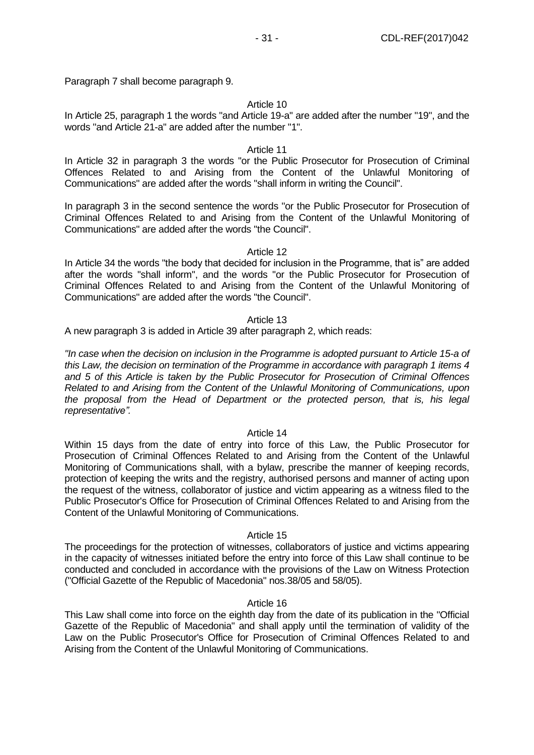Paragraph 7 shall become paragraph 9.

Article 10

In Article 25, paragraph 1 the words "and Article 19-a" are added after the number "19", and the words "and Article 21-a" are added after the number "1".

Article 11

In Article 32 in paragraph 3 the words "or the Public Prosecutor for Prosecution of Criminal Offences Related to and Arising from the Content of the Unlawful Monitoring of Communications" are added after the words "shall inform in writing the Council".

In paragraph 3 in the second sentence the words "or the Public Prosecutor for Prosecution of Criminal Offences Related to and Arising from the Content of the Unlawful Monitoring of Communications" are added after the words "the Council".

Article 12

In Article 34 the words "the body that decided for inclusion in the Programme, that is" are added after the words "shall inform", and the words "or the Public Prosecutor for Prosecution of Criminal Offences Related to and Arising from the Content of the Unlawful Monitoring of Communications" are added after the words "the Council".

Article 13

A new paragraph 3 is added in Article 39 after paragraph 2, which reads:

*"In case when the decision on inclusion in the Programme is adopted pursuant to Article 15-a of this Law, the decision on termination of the Programme in accordance with paragraph 1 items 4 and 5 of this Article is taken by the Public Prosecutor for Prosecution of Criminal Offences Related to and Arising from the Content of the Unlawful Monitoring of Communications, upon the proposal from the Head of Department or the protected person, that is, his legal representative".*

Article 14

Within 15 days from the date of entry into force of this Law, the Public Prosecutor for Prosecution of Criminal Offences Related to and Arising from the Content of the Unlawful Monitoring of Communications shall, with a bylaw, prescribe the manner of keeping records, protection of keeping the writs and the registry, authorised persons and manner of acting upon the request of the witness, collaborator of justice and victim appearing as a witness filed to the Public Prosecutor's Office for Prosecution of Criminal Offences Related to and Arising from the Content of the Unlawful Monitoring of Communications.

Article 15

The proceedings for the protection of witnesses, collaborators of justice and victims appearing in the capacity of witnesses initiated before the entry into force of this Law shall continue to be conducted and concluded in accordance with the provisions of the Law on Witness Protection ("Official Gazette of the Republic of Macedonia" nos.38/05 and 58/05).

Article 16

This Law shall come into force on the eighth day from the date of its publication in the "Official Gazette of the Republic of Macedonia" and shall apply until the termination of validity of the Law on the Public Prosecutor's Office for Prosecution of Criminal Offences Related to and Arising from the Content of the Unlawful Monitoring of Communications.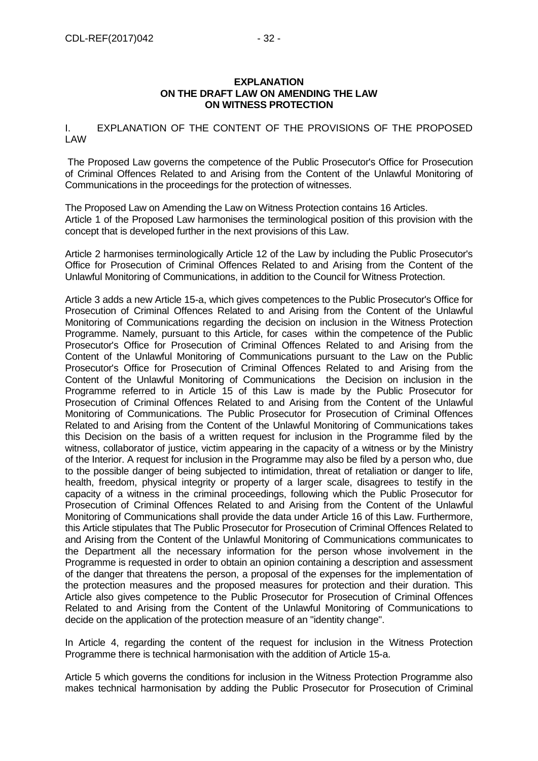**EXPLANATION**
**ON THE DRAFT LAW ON AMENDING THE LAW**
**ON WITNESS PROTECTION**

I. EXPLANATION OF THE CONTENT OF THE PROVISIONS OF THE PROPOSED LAW

The Proposed Law governs the competence of the Public Prosecutor's Office for Prosecution of Criminal Offences Related to and Arising from the Content of the Unlawful Monitoring of Communications in the proceedings for the protection of witnesses.

The Proposed Law on Amending the Law on Witness Protection contains 16 Articles.
Article 1 of the Proposed Law harmonises the terminological position of this provision with the concept that is developed further in the next provisions of this Law.

Article 2 harmonises terminologically Article 12 of the Law by including the Public Prosecutor's Office for Prosecution of Criminal Offences Related to and Arising from the Content of the Unlawful Monitoring of Communications, in addition to the Council for Witness Protection.

Article 3 adds a new Article 15-a, which gives competences to the Public Prosecutor's Office for Prosecution of Criminal Offences Related to and Arising from the Content of the Unlawful Monitoring of Communications regarding the decision on inclusion in the Witness Protection Programme. Namely, pursuant to this Article, for cases within the competence of the Public Prosecutor's Office for Prosecution of Criminal Offences Related to and Arising from the Content of the Unlawful Monitoring of Communications pursuant to the Law on the Public Prosecutor's Office for Prosecution of Criminal Offences Related to and Arising from the Content of the Unlawful Monitoring of Communications the Decision on inclusion in the Programme referred to in Article 15 of this Law is made by the Public Prosecutor for Prosecution of Criminal Offences Related to and Arising from the Content of the Unlawful Monitoring of Communications. The Public Prosecutor for Prosecution of Criminal Offences Related to and Arising from the Content of the Unlawful Monitoring of Communications takes this Decision on the basis of a written request for inclusion in the Programme filed by the witness, collaborator of justice, victim appearing in the capacity of a witness or by the Ministry of the Interior. A request for inclusion in the Programme may also be filed by a person who, due to the possible danger of being subjected to intimidation, threat of retaliation or danger to life, health, freedom, physical integrity or property of a larger scale, disagrees to testify in the capacity of a witness in the criminal proceedings, following which the Public Prosecutor for Prosecution of Criminal Offences Related to and Arising from the Content of the Unlawful Monitoring of Communications shall provide the data under Article 16 of this Law. Furthermore, this Article stipulates that The Public Prosecutor for Prosecution of Criminal Offences Related to and Arising from the Content of the Unlawful Monitoring of Communications communicates to the Department all the necessary information for the person whose involvement in the Programme is requested in order to obtain an opinion containing a description and assessment of the danger that threatens the person, a proposal of the expenses for the implementation of the protection measures and the proposed measures for protection and their duration. This Article also gives competence to the Public Prosecutor for Prosecution of Criminal Offences Related to and Arising from the Content of the Unlawful Monitoring of Communications to decide on the application of the protection measure of an "identity change".

In Article 4, regarding the content of the request for inclusion in the Witness Protection Programme there is technical harmonisation with the addition of Article 15-a.

Article 5 which governs the conditions for inclusion in the Witness Protection Programme also makes technical harmonisation by adding the Public Prosecutor for Prosecution of Criminal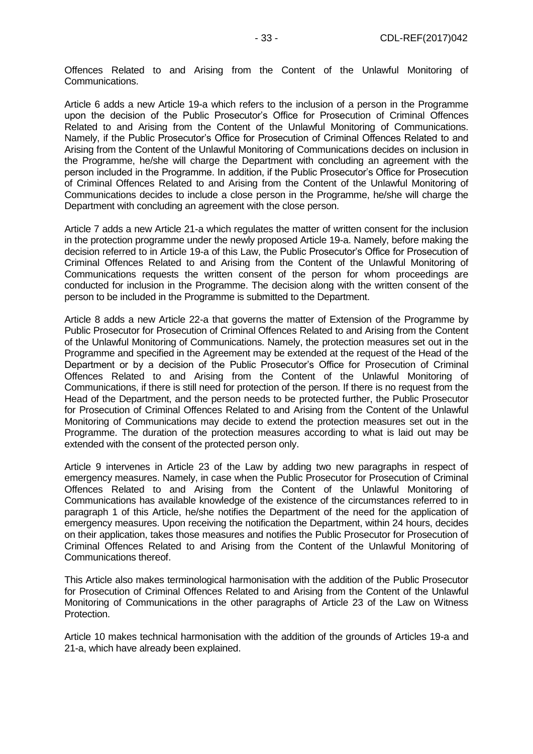Offences Related to and Arising from the Content of the Unlawful Monitoring of Communications.

Article 6 adds a new Article 19-a which refers to the inclusion of a person in the Programme upon the decision of the Public Prosecutor's Office for Prosecution of Criminal Offences Related to and Arising from the Content of the Unlawful Monitoring of Communications. Namely, if the Public Prosecutor's Office for Prosecution of Criminal Offences Related to and Arising from the Content of the Unlawful Monitoring of Communications decides on inclusion in the Programme, he/she will charge the Department with concluding an agreement with the person included in the Programme. In addition, if the Public Prosecutor's Office for Prosecution of Criminal Offences Related to and Arising from the Content of the Unlawful Monitoring of Communications decides to include a close person in the Programme, he/she will charge the Department with concluding an agreement with the close person.

Article 7 adds a new Article 21-a which regulates the matter of written consent for the inclusion in the protection programme under the newly proposed Article 19-a. Namely, before making the decision referred to in Article 19-a of this Law, the Public Prosecutor's Office for Prosecution of Criminal Offences Related to and Arising from the Content of the Unlawful Monitoring of Communications requests the written consent of the person for whom proceedings are conducted for inclusion in the Programme. The decision along with the written consent of the person to be included in the Programme is submitted to the Department.

Article 8 adds a new Article 22-a that governs the matter of Extension of the Programme by Public Prosecutor for Prosecution of Criminal Offences Related to and Arising from the Content of the Unlawful Monitoring of Communications. Namely, the protection measures set out in the Programme and specified in the Agreement may be extended at the request of the Head of the Department or by a decision of the Public Prosecutor's Office for Prosecution of Criminal Offences Related to and Arising from the Content of the Unlawful Monitoring of Communications, if there is still need for protection of the person. If there is no request from the Head of the Department, and the person needs to be protected further, the Public Prosecutor for Prosecution of Criminal Offences Related to and Arising from the Content of the Unlawful Monitoring of Communications may decide to extend the protection measures set out in the Programme. The duration of the protection measures according to what is laid out may be extended with the consent of the protected person only.

Article 9 intervenes in Article 23 of the Law by adding two new paragraphs in respect of emergency measures. Namely, in case when the Public Prosecutor for Prosecution of Criminal Offences Related to and Arising from the Content of the Unlawful Monitoring of Communications has available knowledge of the existence of the circumstances referred to in paragraph 1 of this Article, he/she notifies the Department of the need for the application of emergency measures. Upon receiving the notification the Department, within 24 hours, decides on their application, takes those measures and notifies the Public Prosecutor for Prosecution of Criminal Offences Related to and Arising from the Content of the Unlawful Monitoring of Communications thereof.

This Article also makes terminological harmonisation with the addition of the Public Prosecutor for Prosecution of Criminal Offences Related to and Arising from the Content of the Unlawful Monitoring of Communications in the other paragraphs of Article 23 of the Law on Witness Protection.

Article 10 makes technical harmonisation with the addition of the grounds of Articles 19-a and 21-a, which have already been explained.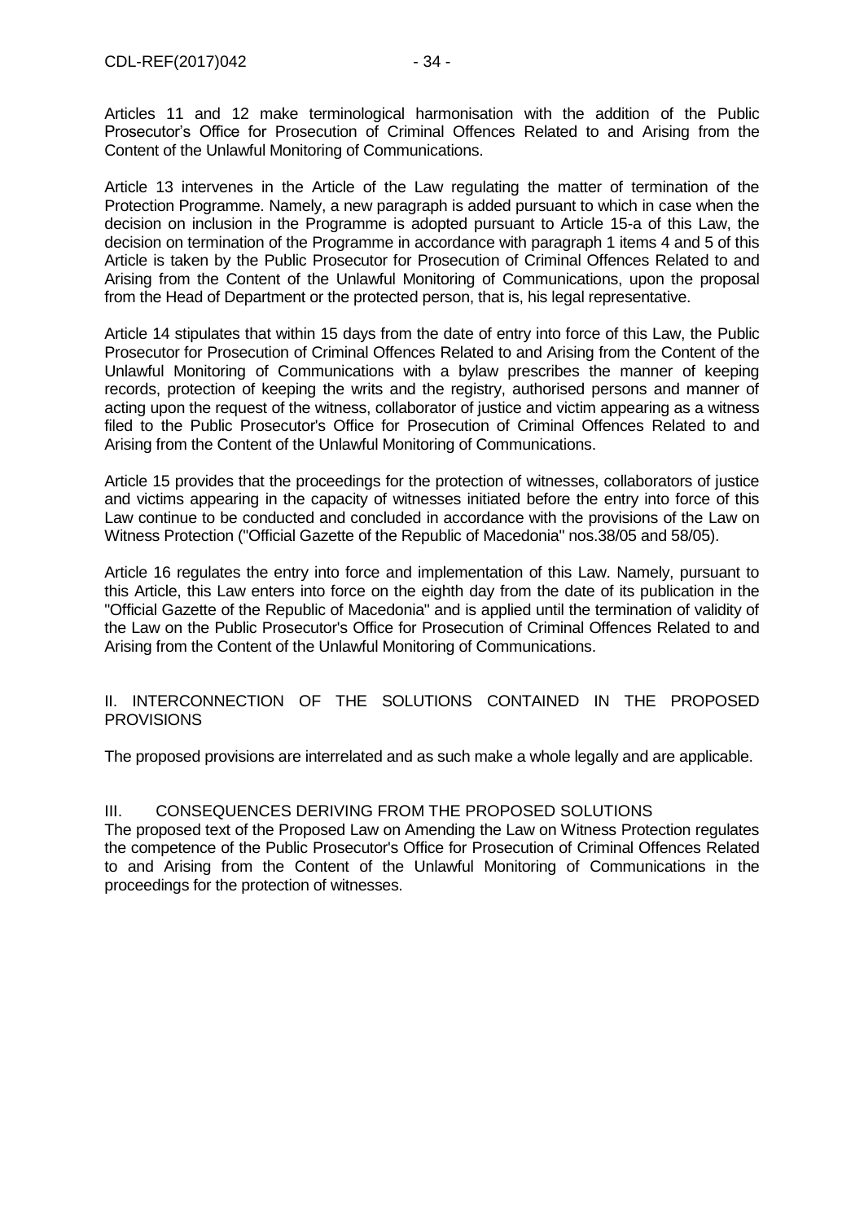Articles 11 and 12 make terminological harmonisation with the addition of the Public Prosecutor's Office for Prosecution of Criminal Offences Related to and Arising from the Content of the Unlawful Monitoring of Communications.

Article 13 intervenes in the Article of the Law regulating the matter of termination of the Protection Programme. Namely, a new paragraph is added pursuant to which in case when the decision on inclusion in the Programme is adopted pursuant to Article 15-a of this Law, the decision on termination of the Programme in accordance with paragraph 1 items 4 and 5 of this Article is taken by the Public Prosecutor for Prosecution of Criminal Offences Related to and Arising from the Content of the Unlawful Monitoring of Communications, upon the proposal from the Head of Department or the protected person, that is, his legal representative.

Article 14 stipulates that within 15 days from the date of entry into force of this Law, the Public Prosecutor for Prosecution of Criminal Offences Related to and Arising from the Content of the Unlawful Monitoring of Communications with a bylaw prescribes the manner of keeping records, protection of keeping the writs and the registry, authorised persons and manner of acting upon the request of the witness, collaborator of justice and victim appearing as a witness filed to the Public Prosecutor's Office for Prosecution of Criminal Offences Related to and Arising from the Content of the Unlawful Monitoring of Communications.

Article 15 provides that the proceedings for the protection of witnesses, collaborators of justice and victims appearing in the capacity of witnesses initiated before the entry into force of this Law continue to be conducted and concluded in accordance with the provisions of the Law on Witness Protection ("Official Gazette of the Republic of Macedonia" nos.38/05 and 58/05).

Article 16 regulates the entry into force and implementation of this Law. Namely, pursuant to this Article, this Law enters into force on the eighth day from the date of its publication in the "Official Gazette of the Republic of Macedonia" and is applied until the termination of validity of the Law on the Public Prosecutor's Office for Prosecution of Criminal Offences Related to and Arising from the Content of the Unlawful Monitoring of Communications.

## II. INTERCONNECTION OF THE SOLUTIONS CONTAINED IN THE PROPOSED PROVISIONS

The proposed provisions are interrelated and as such make a whole legally and are applicable.

## III. CONSEQUENCES DERIVING FROM THE PROPOSED SOLUTIONS

The proposed text of the Proposed Law on Amending the Law on Witness Protection regulates the competence of the Public Prosecutor's Office for Prosecution of Criminal Offences Related to and Arising from the Content of the Unlawful Monitoring of Communications in the proceedings for the protection of witnesses.